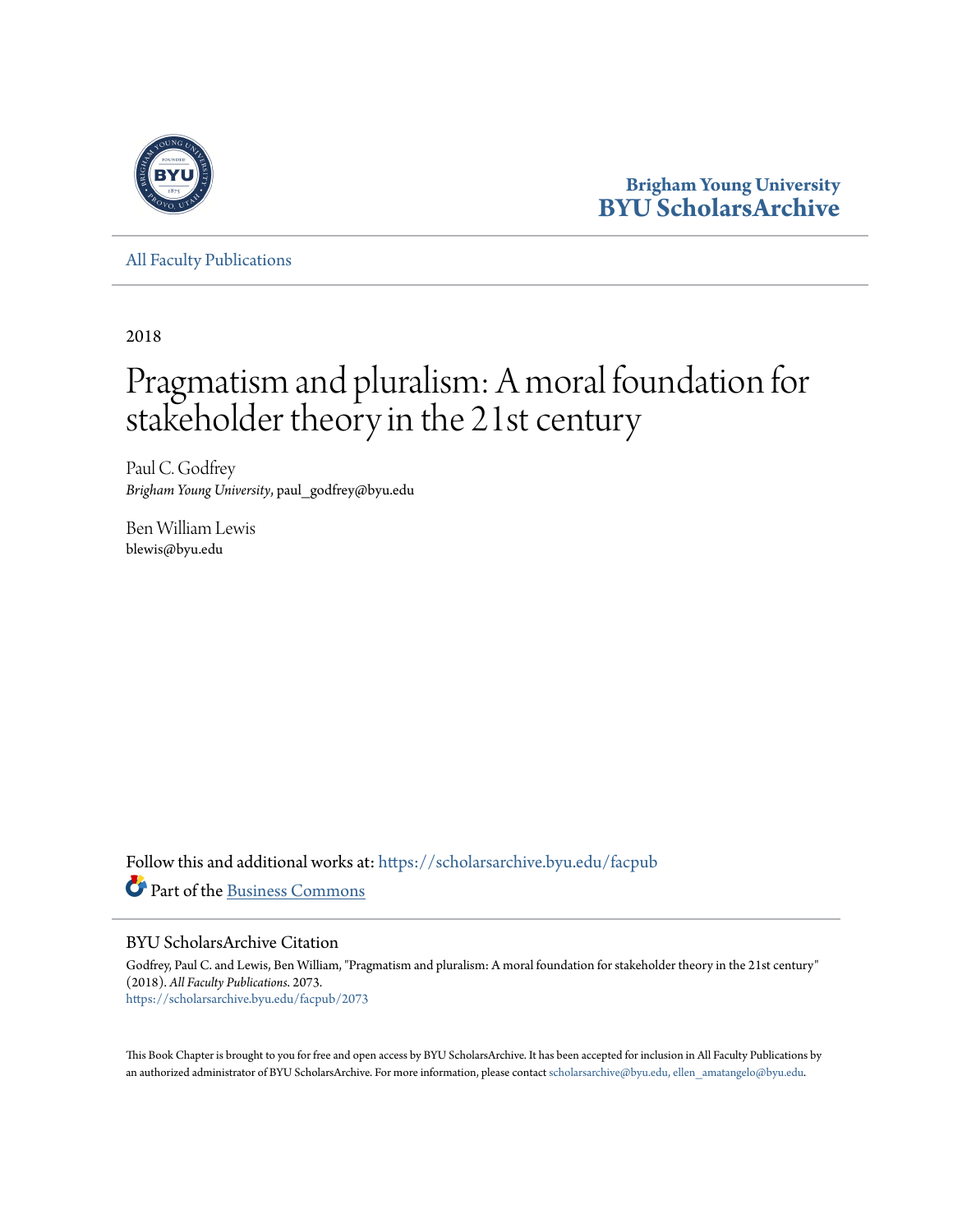Brigham Young University
BYU ScholarsArchive

All Faculty Publications

2018

# Pragmatism and pluralism: A moral foundation for stakeholder theory in the 21st century

Paul C. Godfrey
*Brigham Young University*, paul_godfrey@byu.edu

Ben William Lewis
blewis@byu.edu

Follow this and additional works at: https://scholarsarchive.byu.edu/facpub

Part of the Business Commons

## BYU ScholarsArchive Citation

Godfrey, Paul C. and Lewis, Ben William, "Pragmatism and pluralism: A moral foundation for stakeholder theory in the 21st century" (2018). *All Faculty Publications*. 2073.
https://scholarsarchive.byu.edu/facpub/2073

This Book Chapter is brought to you for free and open access by BYU ScholarsArchive. It has been accepted for inclusion in All Faculty Publications by an authorized administrator of BYU ScholarsArchive. For more information, please contact scholarsarchive@byu.edu, ellen_amatangelo@byu.edu.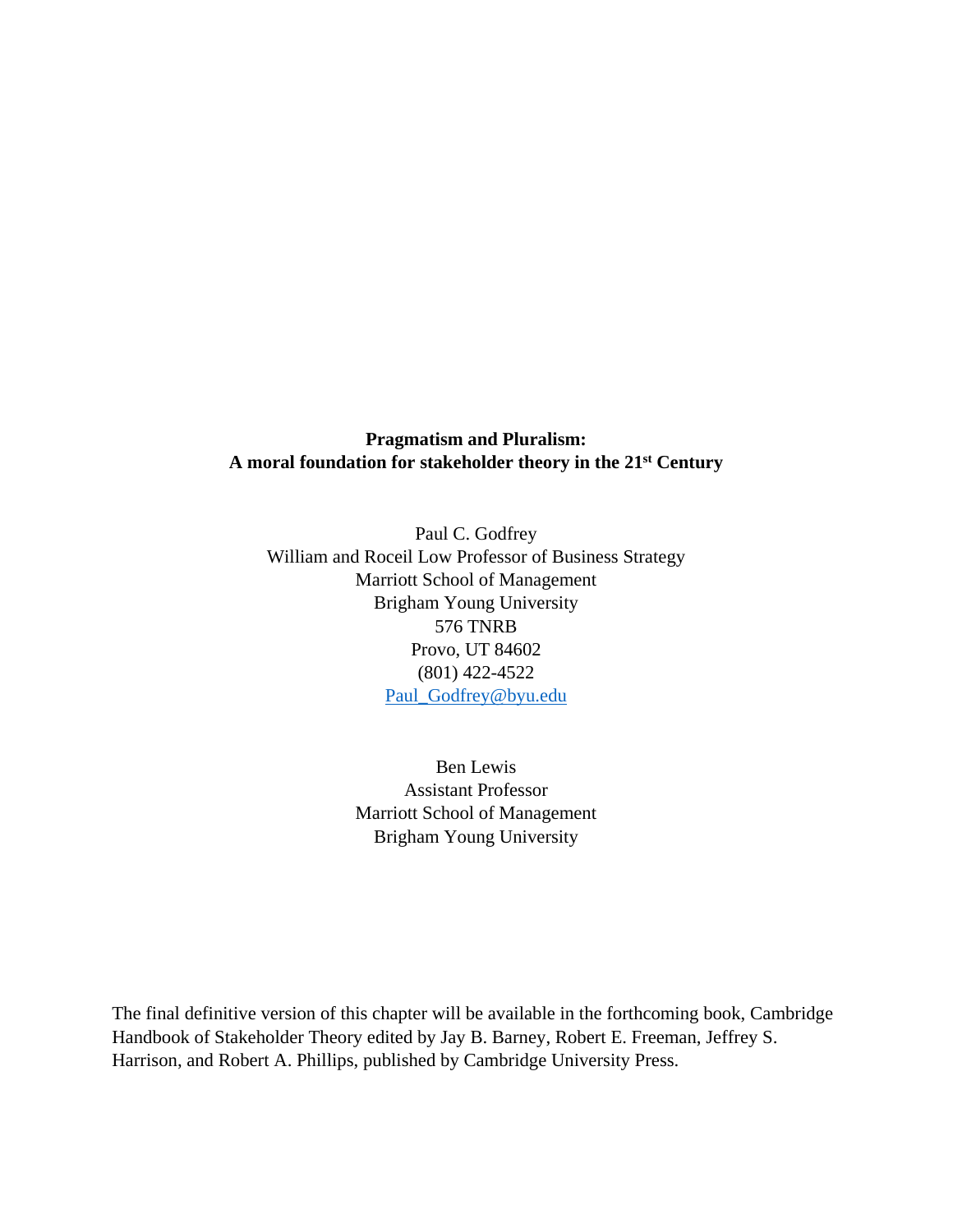**Pragmatism and Pluralism:**
**A moral foundation for stakeholder theory in the 21st Century**

Paul C. Godfrey
William and Roceil Low Professor of Business Strategy
Marriott School of Management
Brigham Young University
576 TNRB
Provo, UT 84602
(801) 422-4522
Paul_Godfrey@byu.edu

Ben Lewis
Assistant Professor
Marriott School of Management
Brigham Young University

The final definitive version of this chapter will be available in the forthcoming book, Cambridge Handbook of Stakeholder Theory edited by Jay B. Barney, Robert E. Freeman, Jeffrey S. Harrison, and Robert A. Phillips, published by Cambridge University Press.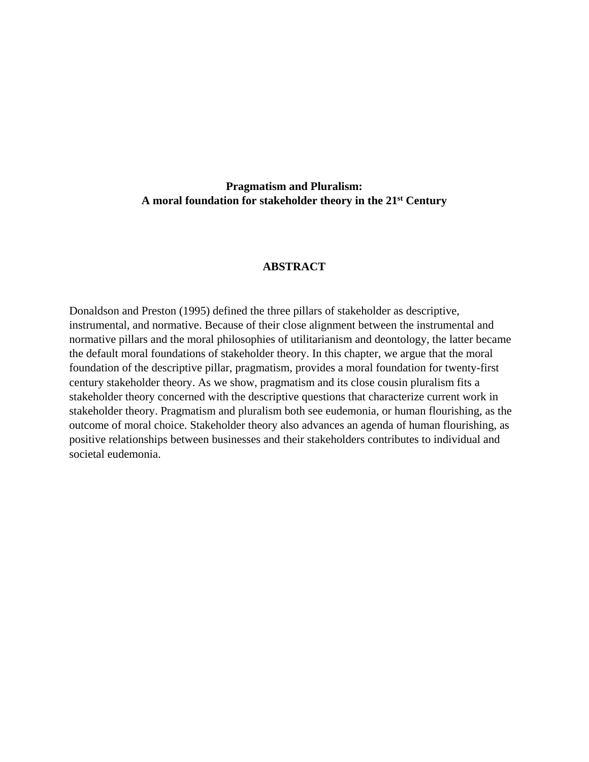**Pragmatism and Pluralism:**
**A moral foundation for stakeholder theory in the 21st Century**

## ABSTRACT

Donaldson and Preston (1995) defined the three pillars of stakeholder as descriptive, instrumental, and normative. Because of their close alignment between the instrumental and normative pillars and the moral philosophies of utilitarianism and deontology, the latter became the default moral foundations of stakeholder theory. In this chapter, we argue that the moral foundation of the descriptive pillar, pragmatism, provides a moral foundation for twenty-first century stakeholder theory. As we show, pragmatism and its close cousin pluralism fits a stakeholder theory concerned with the descriptive questions that characterize current work in stakeholder theory. Pragmatism and pluralism both see eudemonia, or human flourishing, as the outcome of moral choice. Stakeholder theory also advances an agenda of human flourishing, as positive relationships between businesses and their stakeholders contributes to individual and societal eudemonia.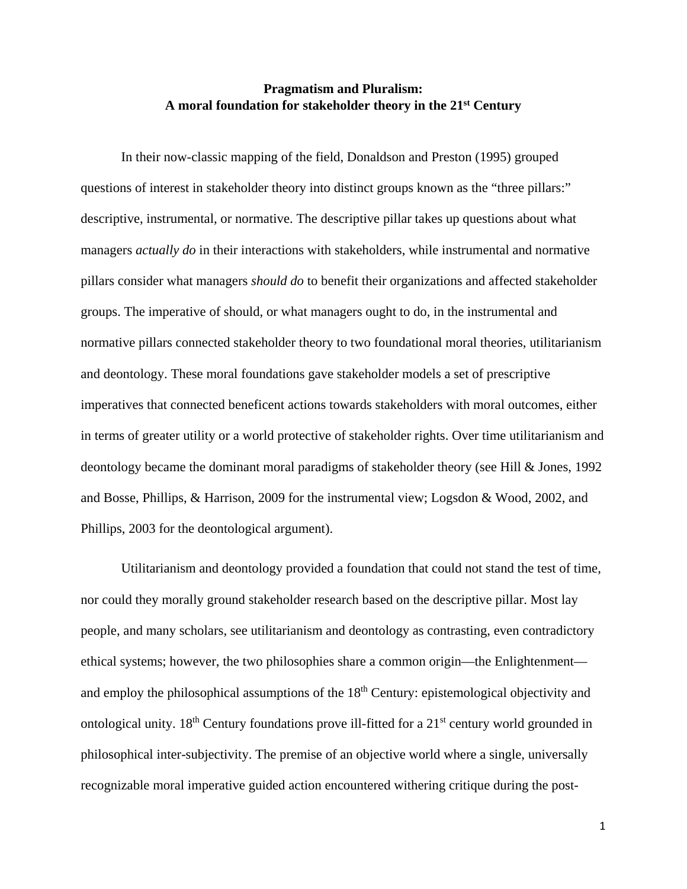**Pragmatism and Pluralism:**
**A moral foundation for stakeholder theory in the 21st Century**

In their now-classic mapping of the field, Donaldson and Preston (1995) grouped questions of interest in stakeholder theory into distinct groups known as the "three pillars:" descriptive, instrumental, or normative. The descriptive pillar takes up questions about what managers *actually do* in their interactions with stakeholders, while instrumental and normative pillars consider what managers *should do* to benefit their organizations and affected stakeholder groups. The imperative of should, or what managers ought to do, in the instrumental and normative pillars connected stakeholder theory to two foundational moral theories, utilitarianism and deontology. These moral foundations gave stakeholder models a set of prescriptive imperatives that connected beneficent actions towards stakeholders with moral outcomes, either in terms of greater utility or a world protective of stakeholder rights. Over time utilitarianism and deontology became the dominant moral paradigms of stakeholder theory (see Hill & Jones, 1992 and Bosse, Phillips, & Harrison, 2009 for the instrumental view; Logsdon & Wood, 2002, and Phillips, 2003 for the deontological argument).

Utilitarianism and deontology provided a foundation that could not stand the test of time, nor could they morally ground stakeholder research based on the descriptive pillar. Most lay people, and many scholars, see utilitarianism and deontology as contrasting, even contradictory ethical systems; however, the two philosophies share a common origin—the Enlightenment—and employ the philosophical assumptions of the 18th Century: epistemological objectivity and ontological unity. 18th Century foundations prove ill-fitted for a 21st century world grounded in philosophical inter-subjectivity. The premise of an objective world where a single, universally recognizable moral imperative guided action encountered withering critique during the post-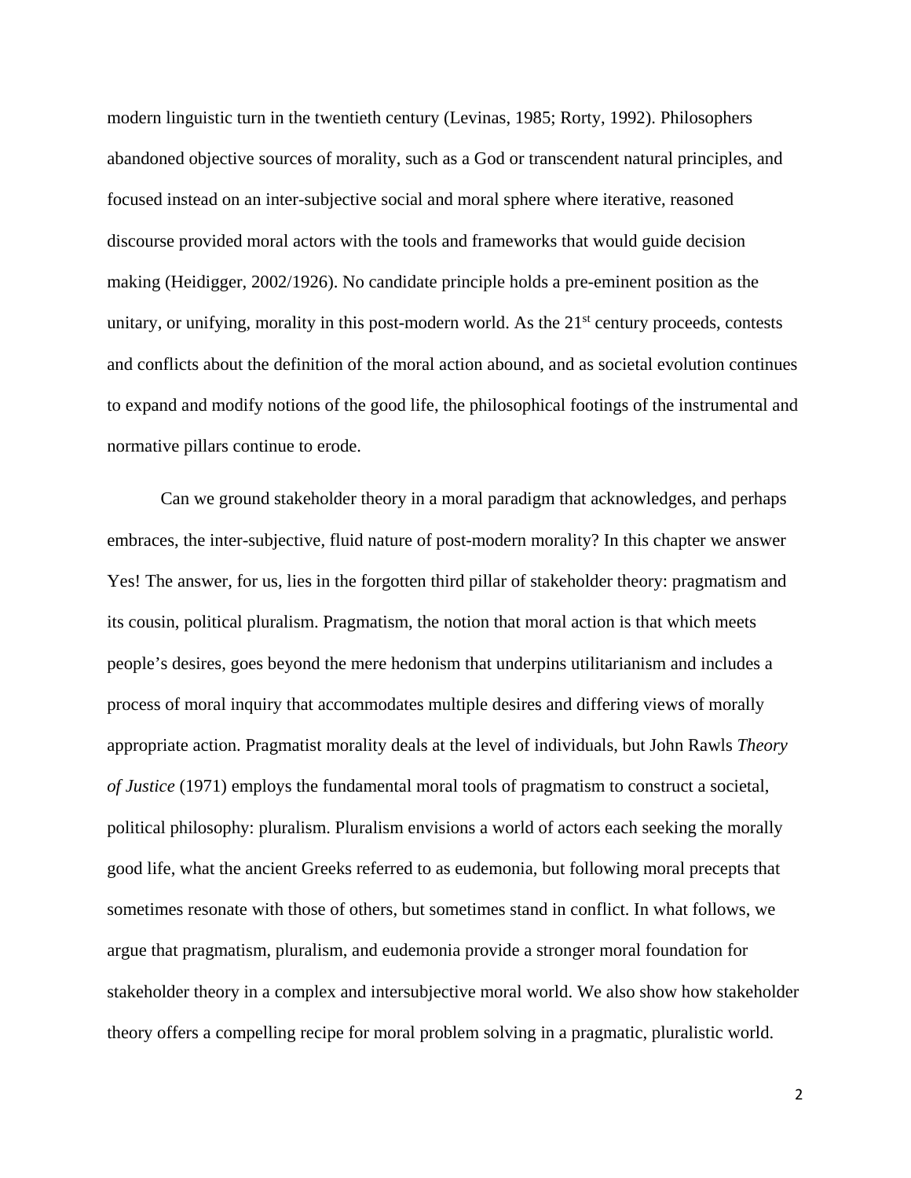modern linguistic turn in the twentieth century (Levinas, 1985; Rorty, 1992). Philosophers abandoned objective sources of morality, such as a God or transcendent natural principles, and focused instead on an inter-subjective social and moral sphere where iterative, reasoned discourse provided moral actors with the tools and frameworks that would guide decision making (Heidigger, 2002/1926). No candidate principle holds a pre-eminent position as the unitary, or unifying, morality in this post-modern world. As the 21st century proceeds, contests and conflicts about the definition of the moral action abound, and as societal evolution continues to expand and modify notions of the good life, the philosophical footings of the instrumental and normative pillars continue to erode.

Can we ground stakeholder theory in a moral paradigm that acknowledges, and perhaps embraces, the inter-subjective, fluid nature of post-modern morality? In this chapter we answer Yes! The answer, for us, lies in the forgotten third pillar of stakeholder theory: pragmatism and its cousin, political pluralism. Pragmatism, the notion that moral action is that which meets people's desires, goes beyond the mere hedonism that underpins utilitarianism and includes a process of moral inquiry that accommodates multiple desires and differing views of morally appropriate action. Pragmatist morality deals at the level of individuals, but John Rawls *Theory of Justice* (1971) employs the fundamental moral tools of pragmatism to construct a societal, political philosophy: pluralism. Pluralism envisions a world of actors each seeking the morally good life, what the ancient Greeks referred to as eudemonia, but following moral precepts that sometimes resonate with those of others, but sometimes stand in conflict. In what follows, we argue that pragmatism, pluralism, and eudemonia provide a stronger moral foundation for stakeholder theory in a complex and intersubjective moral world. We also show how stakeholder theory offers a compelling recipe for moral problem solving in a pragmatic, pluralistic world.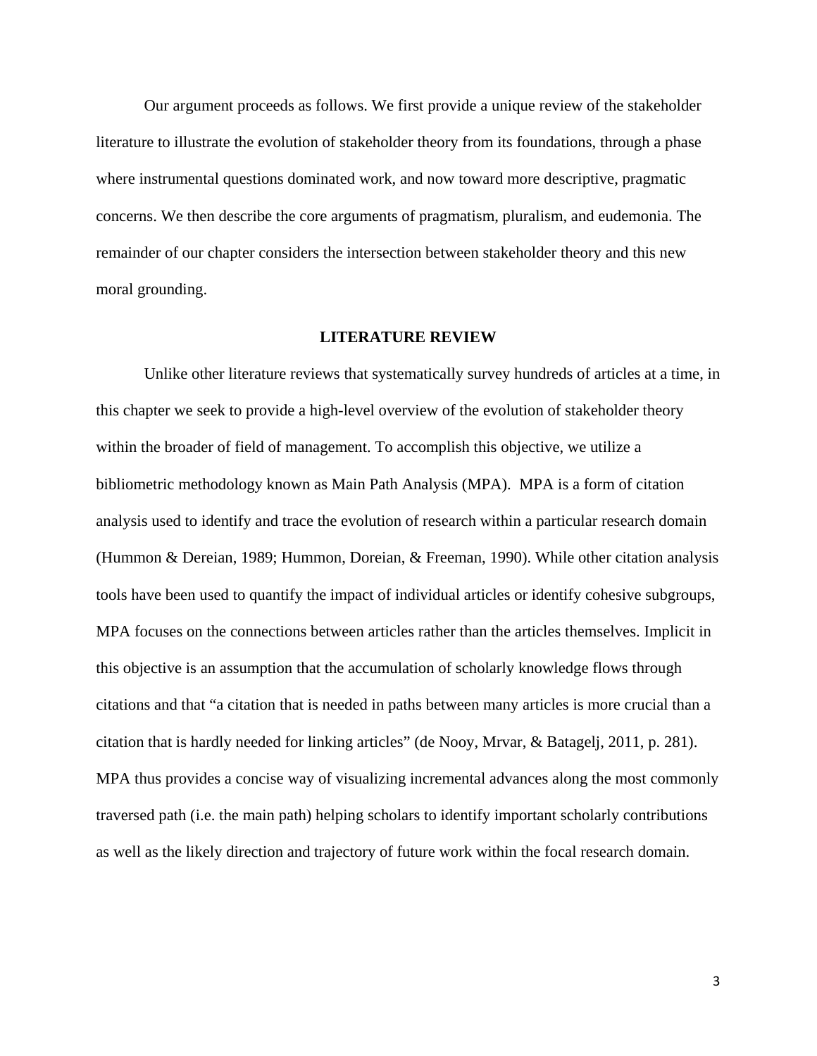Our argument proceeds as follows. We first provide a unique review of the stakeholder literature to illustrate the evolution of stakeholder theory from its foundations, through a phase where instrumental questions dominated work, and now toward more descriptive, pragmatic concerns. We then describe the core arguments of pragmatism, pluralism, and eudemonia. The remainder of our chapter considers the intersection between stakeholder theory and this new moral grounding.

## LITERATURE REVIEW

Unlike other literature reviews that systematically survey hundreds of articles at a time, in this chapter we seek to provide a high-level overview of the evolution of stakeholder theory within the broader of field of management. To accomplish this objective, we utilize a bibliometric methodology known as Main Path Analysis (MPA). MPA is a form of citation analysis used to identify and trace the evolution of research within a particular research domain (Hummon & Dereian, 1989; Hummon, Doreian, & Freeman, 1990). While other citation analysis tools have been used to quantify the impact of individual articles or identify cohesive subgroups, MPA focuses on the connections between articles rather than the articles themselves. Implicit in this objective is an assumption that the accumulation of scholarly knowledge flows through citations and that "a citation that is needed in paths between many articles is more crucial than a citation that is hardly needed for linking articles" (de Nooy, Mrvar, & Batagelj, 2011, p. 281). MPA thus provides a concise way of visualizing incremental advances along the most commonly traversed path (i.e. the main path) helping scholars to identify important scholarly contributions as well as the likely direction and trajectory of future work within the focal research domain.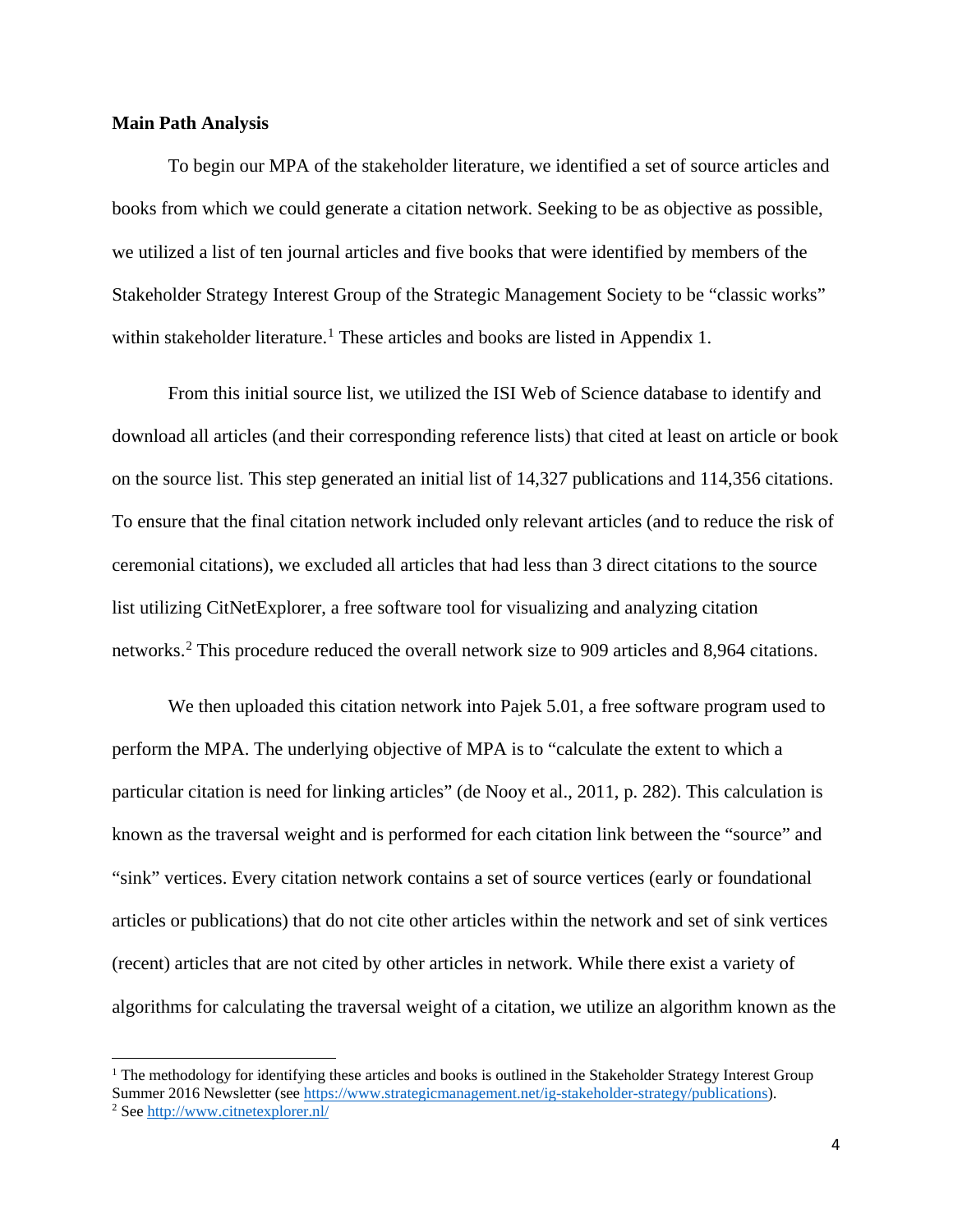**Main Path Analysis**

To begin our MPA of the stakeholder literature, we identified a set of source articles and books from which we could generate a citation network. Seeking to be as objective as possible, we utilized a list of ten journal articles and five books that were identified by members of the Stakeholder Strategy Interest Group of the Strategic Management Society to be "classic works" within stakeholder literature.[1] These articles and books are listed in Appendix 1.

From this initial source list, we utilized the ISI Web of Science database to identify and download all articles (and their corresponding reference lists) that cited at least on article or book on the source list. This step generated an initial list of 14,327 publications and 114,356 citations. To ensure that the final citation network included only relevant articles (and to reduce the risk of ceremonial citations), we excluded all articles that had less than 3 direct citations to the source list utilizing CitNetExplorer, a free software tool for visualizing and analyzing citation networks.[2] This procedure reduced the overall network size to 909 articles and 8,964 citations.

We then uploaded this citation network into Pajek 5.01, a free software program used to perform the MPA. The underlying objective of MPA is to "calculate the extent to which a particular citation is need for linking articles" (de Nooy et al., 2011, p. 282). This calculation is known as the traversal weight and is performed for each citation link between the "source" and "sink" vertices. Every citation network contains a set of source vertices (early or foundational articles or publications) that do not cite other articles within the network and set of sink vertices (recent) articles that are not cited by other articles in network. While there exist a variety of algorithms for calculating the traversal weight of a citation, we utilize an algorithm known as the

[1] The methodology for identifying these articles and books is outlined in the Stakeholder Strategy Interest Group Summer 2016 Newsletter (see https://www.strategicmanagement.net/ig-stakeholder-strategy/publications).

[2] See http://www.citnetexplorer.nl/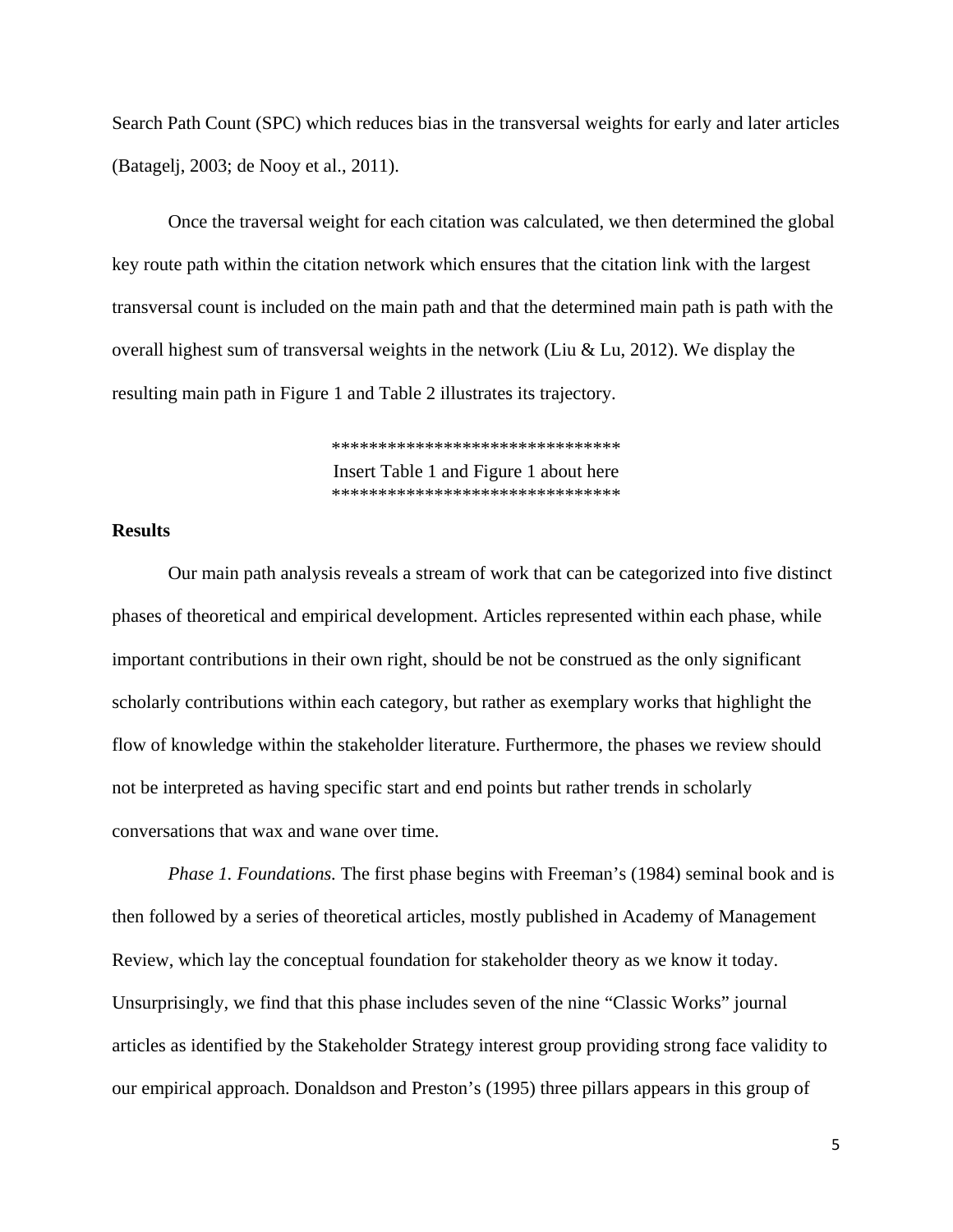Search Path Count (SPC) which reduces bias in the transversal weights for early and later articles (Batagelj, 2003; de Nooy et al., 2011).

Once the traversal weight for each citation was calculated, we then determined the global key route path within the citation network which ensures that the citation link with the largest transversal count is included on the main path and that the determined main path is path with the overall highest sum of transversal weights in the network (Liu & Lu, 2012). We display the resulting main path in Figure 1 and Table 2 illustrates its trajectory.

*******************************
Insert Table 1 and Figure 1 about here
*******************************

**Results**

Our main path analysis reveals a stream of work that can be categorized into five distinct phases of theoretical and empirical development. Articles represented within each phase, while important contributions in their own right, should be not be construed as the only significant scholarly contributions within each category, but rather as exemplary works that highlight the flow of knowledge within the stakeholder literature. Furthermore, the phases we review should not be interpreted as having specific start and end points but rather trends in scholarly conversations that wax and wane over time.

*Phase 1. Foundations.* The first phase begins with Freeman's (1984) seminal book and is then followed by a series of theoretical articles, mostly published in Academy of Management Review, which lay the conceptual foundation for stakeholder theory as we know it today. Unsurprisingly, we find that this phase includes seven of the nine "Classic Works" journal articles as identified by the Stakeholder Strategy interest group providing strong face validity to our empirical approach. Donaldson and Preston's (1995) three pillars appears in this group of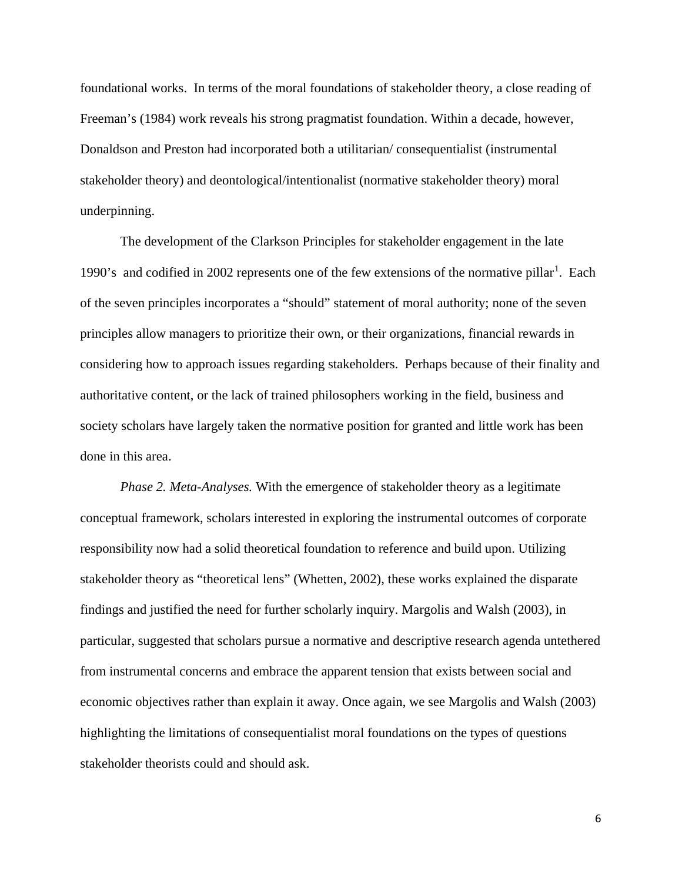foundational works. In terms of the moral foundations of stakeholder theory, a close reading of Freeman's (1984) work reveals his strong pragmatist foundation. Within a decade, however, Donaldson and Preston had incorporated both a utilitarian/ consequentialist (instrumental stakeholder theory) and deontological/intentionalist (normative stakeholder theory) moral underpinning.

The development of the Clarkson Principles for stakeholder engagement in the late 1990's and codified in 2002 represents one of the few extensions of the normative pillar[1]. Each of the seven principles incorporates a "should" statement of moral authority; none of the seven principles allow managers to prioritize their own, or their organizations, financial rewards in considering how to approach issues regarding stakeholders. Perhaps because of their finality and authoritative content, or the lack of trained philosophers working in the field, business and society scholars have largely taken the normative position for granted and little work has been done in this area.

*Phase 2. Meta-Analyses.* With the emergence of stakeholder theory as a legitimate conceptual framework, scholars interested in exploring the instrumental outcomes of corporate responsibility now had a solid theoretical foundation to reference and build upon. Utilizing stakeholder theory as "theoretical lens" (Whetten, 2002), these works explained the disparate findings and justified the need for further scholarly inquiry. Margolis and Walsh (2003), in particular, suggested that scholars pursue a normative and descriptive research agenda untethered from instrumental concerns and embrace the apparent tension that exists between social and economic objectives rather than explain it away. Once again, we see Margolis and Walsh (2003) highlighting the limitations of consequentialist moral foundations on the types of questions stakeholder theorists could and should ask.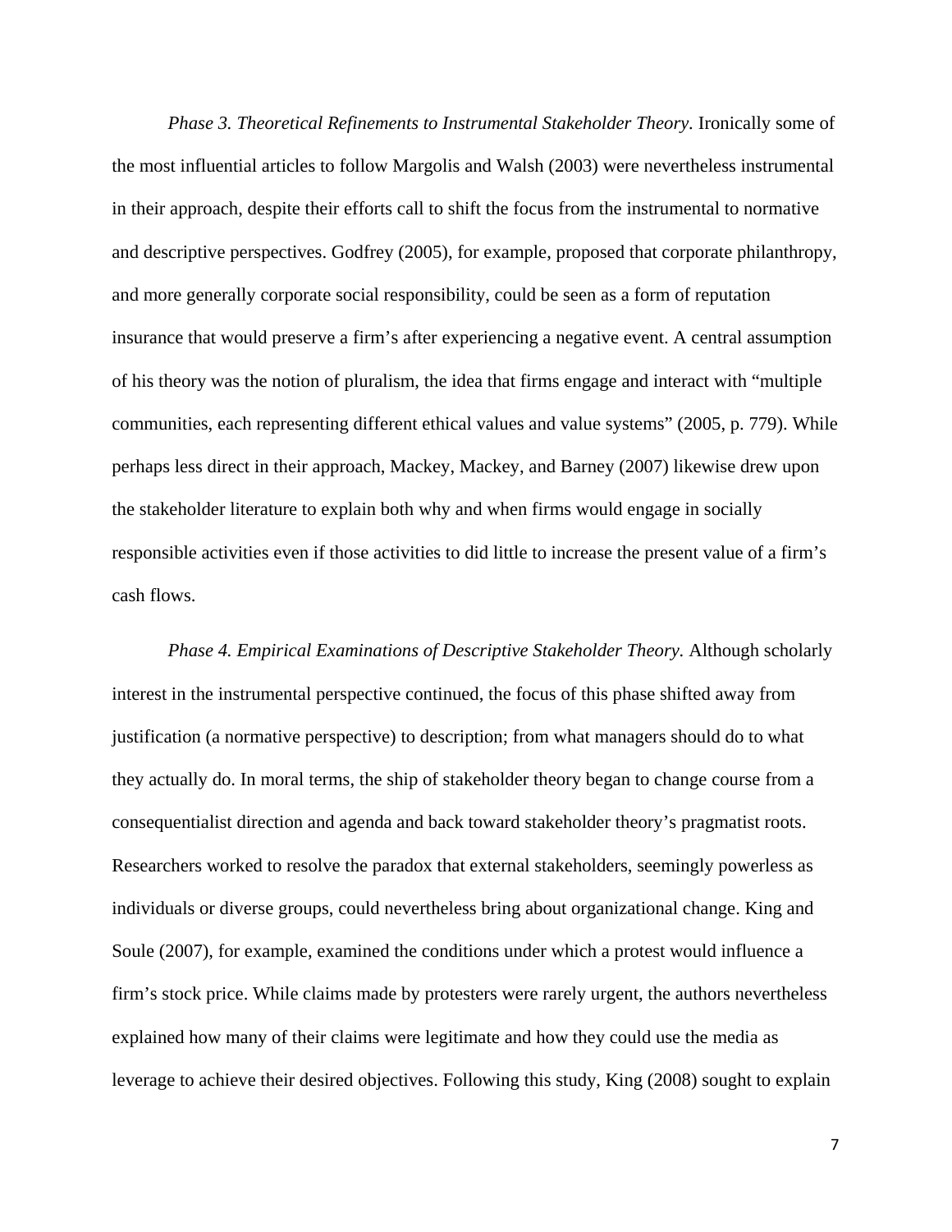*Phase 3. Theoretical Refinements to Instrumental Stakeholder Theory*. Ironically some of the most influential articles to follow Margolis and Walsh (2003) were nevertheless instrumental in their approach, despite their efforts call to shift the focus from the instrumental to normative and descriptive perspectives. Godfrey (2005), for example, proposed that corporate philanthropy, and more generally corporate social responsibility, could be seen as a form of reputation insurance that would preserve a firm's after experiencing a negative event. A central assumption of his theory was the notion of pluralism, the idea that firms engage and interact with "multiple communities, each representing different ethical values and value systems" (2005, p. 779). While perhaps less direct in their approach, Mackey, Mackey, and Barney (2007) likewise drew upon the stakeholder literature to explain both why and when firms would engage in socially responsible activities even if those activities to did little to increase the present value of a firm's cash flows.

*Phase 4. Empirical Examinations of Descriptive Stakeholder Theory.* Although scholarly interest in the instrumental perspective continued, the focus of this phase shifted away from justification (a normative perspective) to description; from what managers should do to what they actually do. In moral terms, the ship of stakeholder theory began to change course from a consequentialist direction and agenda and back toward stakeholder theory's pragmatist roots. Researchers worked to resolve the paradox that external stakeholders, seemingly powerless as individuals or diverse groups, could nevertheless bring about organizational change. King and Soule (2007), for example, examined the conditions under which a protest would influence a firm's stock price. While claims made by protesters were rarely urgent, the authors nevertheless explained how many of their claims were legitimate and how they could use the media as leverage to achieve their desired objectives. Following this study, King (2008) sought to explain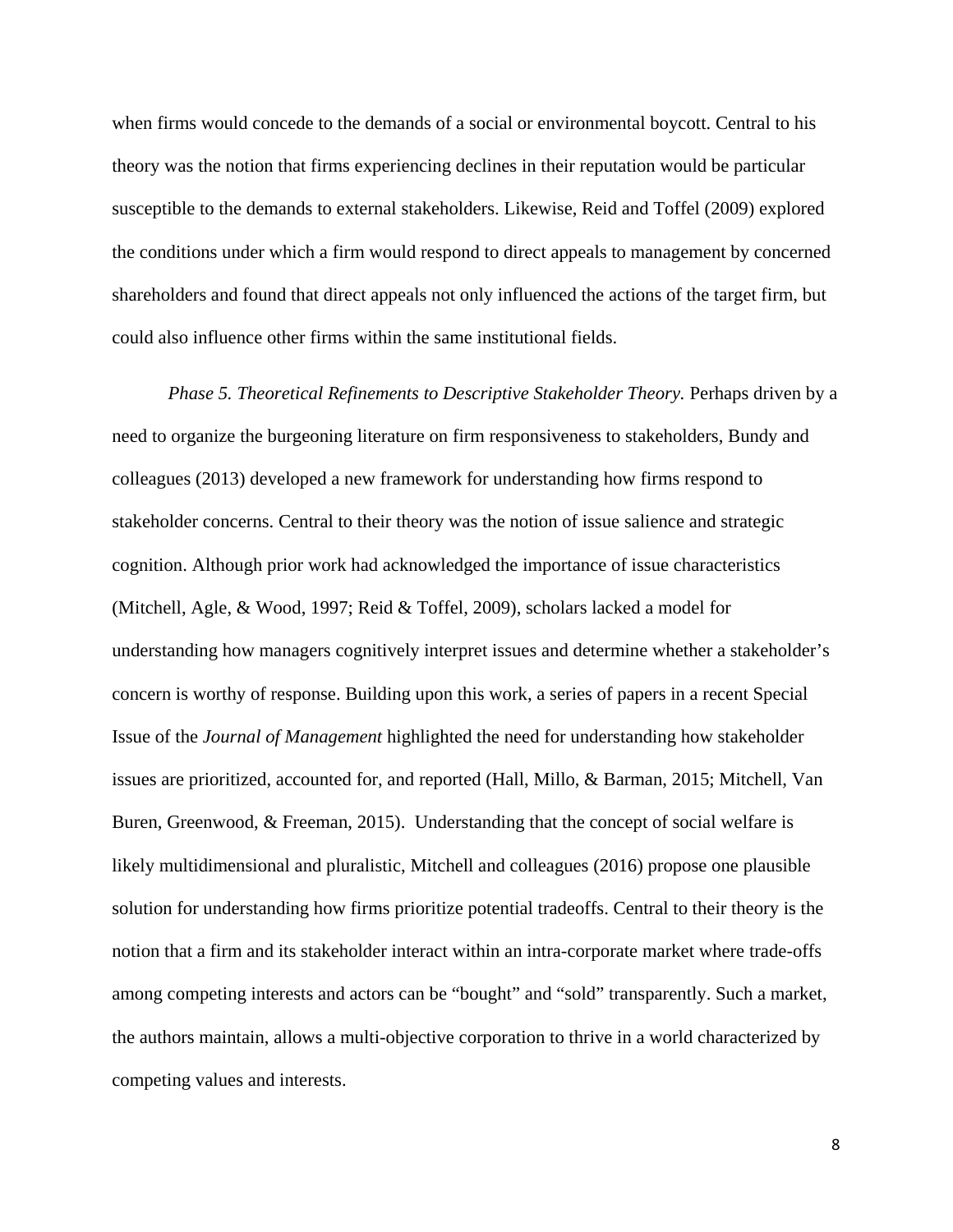when firms would concede to the demands of a social or environmental boycott. Central to his theory was the notion that firms experiencing declines in their reputation would be particular susceptible to the demands to external stakeholders. Likewise, Reid and Toffel (2009) explored the conditions under which a firm would respond to direct appeals to management by concerned shareholders and found that direct appeals not only influenced the actions of the target firm, but could also influence other firms within the same institutional fields.

*Phase 5. Theoretical Refinements to Descriptive Stakeholder Theory.* Perhaps driven by a need to organize the burgeoning literature on firm responsiveness to stakeholders, Bundy and colleagues (2013) developed a new framework for understanding how firms respond to stakeholder concerns. Central to their theory was the notion of issue salience and strategic cognition. Although prior work had acknowledged the importance of issue characteristics (Mitchell, Agle, & Wood, 1997; Reid & Toffel, 2009), scholars lacked a model for understanding how managers cognitively interpret issues and determine whether a stakeholder's concern is worthy of response. Building upon this work, a series of papers in a recent Special Issue of the *Journal of Management* highlighted the need for understanding how stakeholder issues are prioritized, accounted for, and reported (Hall, Millo, & Barman, 2015; Mitchell, Van Buren, Greenwood, & Freeman, 2015). Understanding that the concept of social welfare is likely multidimensional and pluralistic, Mitchell and colleagues (2016) propose one plausible solution for understanding how firms prioritize potential tradeoffs. Central to their theory is the notion that a firm and its stakeholder interact within an intra-corporate market where trade-offs among competing interests and actors can be "bought" and "sold" transparently. Such a market, the authors maintain, allows a multi-objective corporation to thrive in a world characterized by competing values and interests.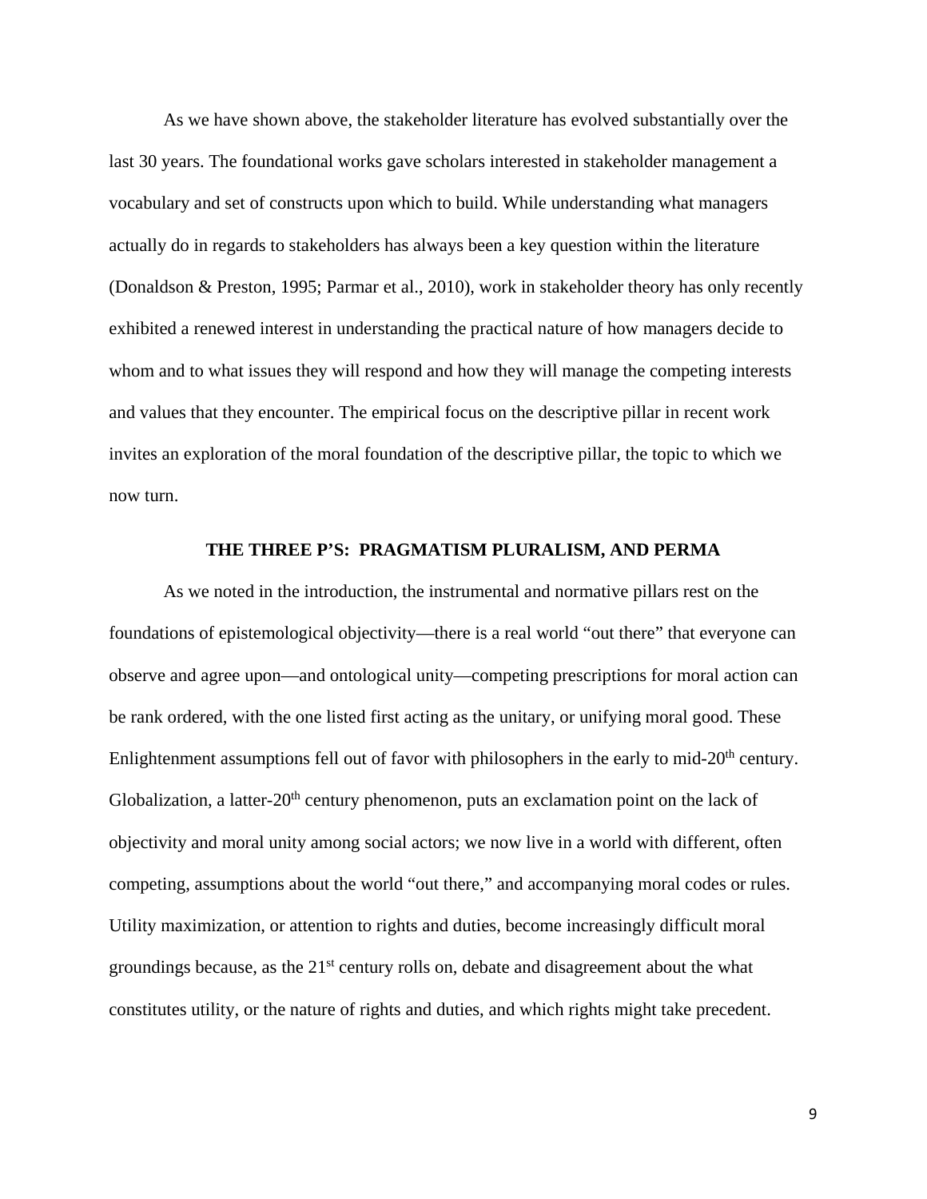As we have shown above, the stakeholder literature has evolved substantially over the last 30 years. The foundational works gave scholars interested in stakeholder management a vocabulary and set of constructs upon which to build. While understanding what managers actually do in regards to stakeholders has always been a key question within the literature (Donaldson & Preston, 1995; Parmar et al., 2010), work in stakeholder theory has only recently exhibited a renewed interest in understanding the practical nature of how managers decide to whom and to what issues they will respond and how they will manage the competing interests and values that they encounter. The empirical focus on the descriptive pillar in recent work invites an exploration of the moral foundation of the descriptive pillar, the topic to which we now turn.

## THE THREE P'S: PRAGMATISM PLURALISM, AND PERMA

As we noted in the introduction, the instrumental and normative pillars rest on the foundations of epistemological objectivity—there is a real world "out there" that everyone can observe and agree upon—and ontological unity—competing prescriptions for moral action can be rank ordered, with the one listed first acting as the unitary, or unifying moral good. These Enlightenment assumptions fell out of favor with philosophers in the early to mid-20th century. Globalization, a latter-20th century phenomenon, puts an exclamation point on the lack of objectivity and moral unity among social actors; we now live in a world with different, often competing, assumptions about the world "out there," and accompanying moral codes or rules. Utility maximization, or attention to rights and duties, become increasingly difficult moral groundings because, as the 21st century rolls on, debate and disagreement about the what constitutes utility, or the nature of rights and duties, and which rights might take precedent.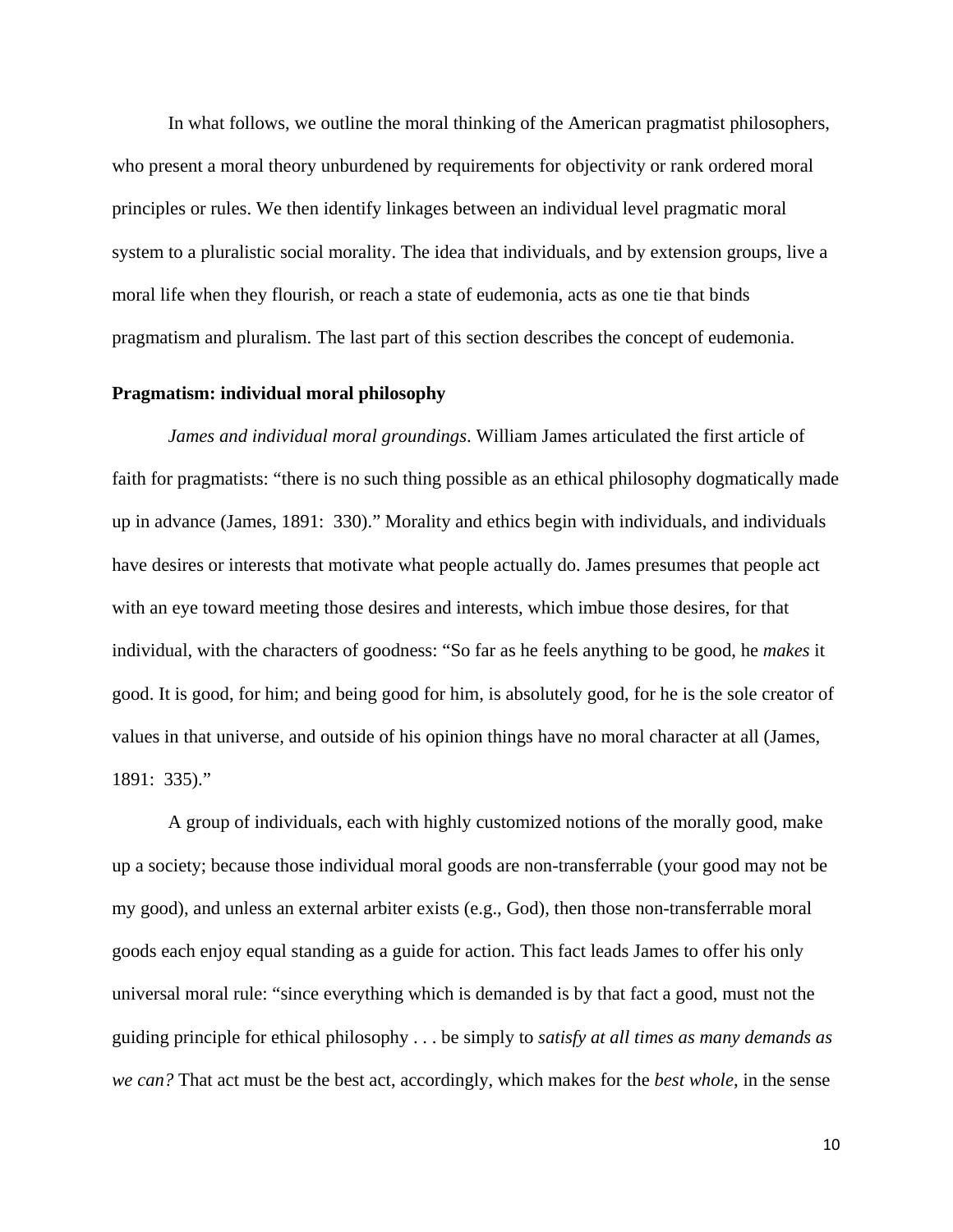In what follows, we outline the moral thinking of the American pragmatist philosophers, who present a moral theory unburdened by requirements for objectivity or rank ordered moral principles or rules. We then identify linkages between an individual level pragmatic moral system to a pluralistic social morality. The idea that individuals, and by extension groups, live a moral life when they flourish, or reach a state of eudemonia, acts as one tie that binds pragmatism and pluralism. The last part of this section describes the concept of eudemonia.

**Pragmatism: individual moral philosophy**

*James and individual moral groundings*. William James articulated the first article of faith for pragmatists: "there is no such thing possible as an ethical philosophy dogmatically made up in advance (James, 1891: 330)." Morality and ethics begin with individuals, and individuals have desires or interests that motivate what people actually do. James presumes that people act with an eye toward meeting those desires and interests, which imbue those desires, for that individual, with the characters of goodness: "So far as he feels anything to be good, he *makes* it good. It is good, for him; and being good for him, is absolutely good, for he is the sole creator of values in that universe, and outside of his opinion things have no moral character at all (James, 1891: 335)."

A group of individuals, each with highly customized notions of the morally good, make up a society; because those individual moral goods are non-transferrable (your good may not be my good), and unless an external arbiter exists (e.g., God), then those non-transferrable moral goods each enjoy equal standing as a guide for action. This fact leads James to offer his only universal moral rule: "since everything which is demanded is by that fact a good, must not the guiding principle for ethical philosophy . . . be simply to *satisfy at all times as many demands as we can?* That act must be the best act, accordingly, which makes for the *best whole*, in the sense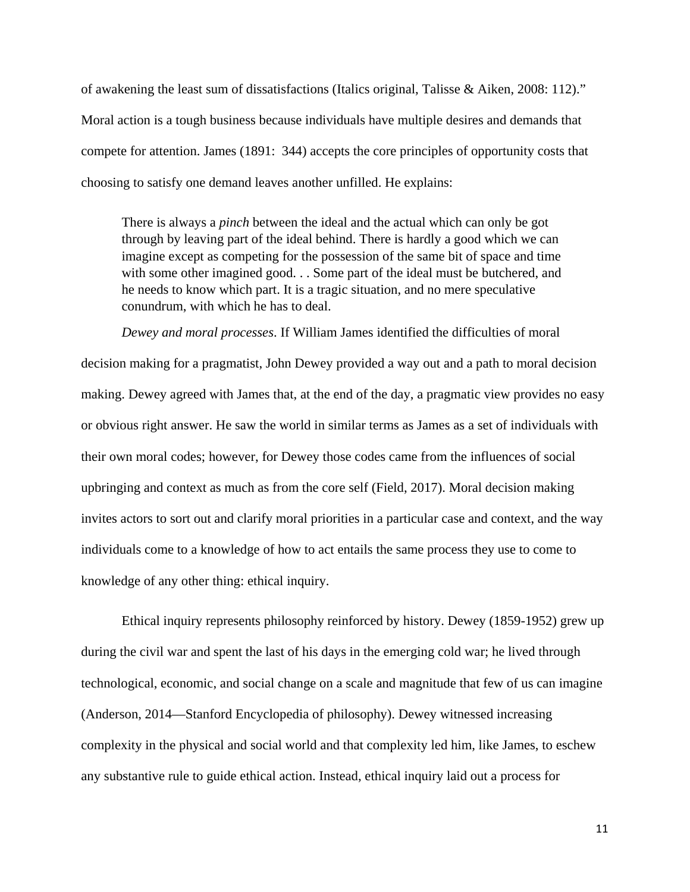of awakening the least sum of dissatisfactions (Italics original, Talisse & Aiken, 2008: 112)." Moral action is a tough business because individuals have multiple desires and demands that compete for attention. James (1891: 344) accepts the core principles of opportunity costs that choosing to satisfy one demand leaves another unfilled. He explains:

> There is always a *pinch* between the ideal and the actual which can only be got through by leaving part of the ideal behind. There is hardly a good which we can imagine except as competing for the possession of the same bit of space and time with some other imagined good. . . Some part of the ideal must be butchered, and he needs to know which part. It is a tragic situation, and no mere speculative conundrum, with which he has to deal.

*Dewey and moral processes*. If William James identified the difficulties of moral decision making for a pragmatist, John Dewey provided a way out and a path to moral decision making. Dewey agreed with James that, at the end of the day, a pragmatic view provides no easy or obvious right answer. He saw the world in similar terms as James as a set of individuals with their own moral codes; however, for Dewey those codes came from the influences of social upbringing and context as much as from the core self (Field, 2017). Moral decision making invites actors to sort out and clarify moral priorities in a particular case and context, and the way individuals come to a knowledge of how to act entails the same process they use to come to knowledge of any other thing: ethical inquiry.

Ethical inquiry represents philosophy reinforced by history. Dewey (1859-1952) grew up during the civil war and spent the last of his days in the emerging cold war; he lived through technological, economic, and social change on a scale and magnitude that few of us can imagine (Anderson, 2014—Stanford Encyclopedia of philosophy). Dewey witnessed increasing complexity in the physical and social world and that complexity led him, like James, to eschew any substantive rule to guide ethical action. Instead, ethical inquiry laid out a process for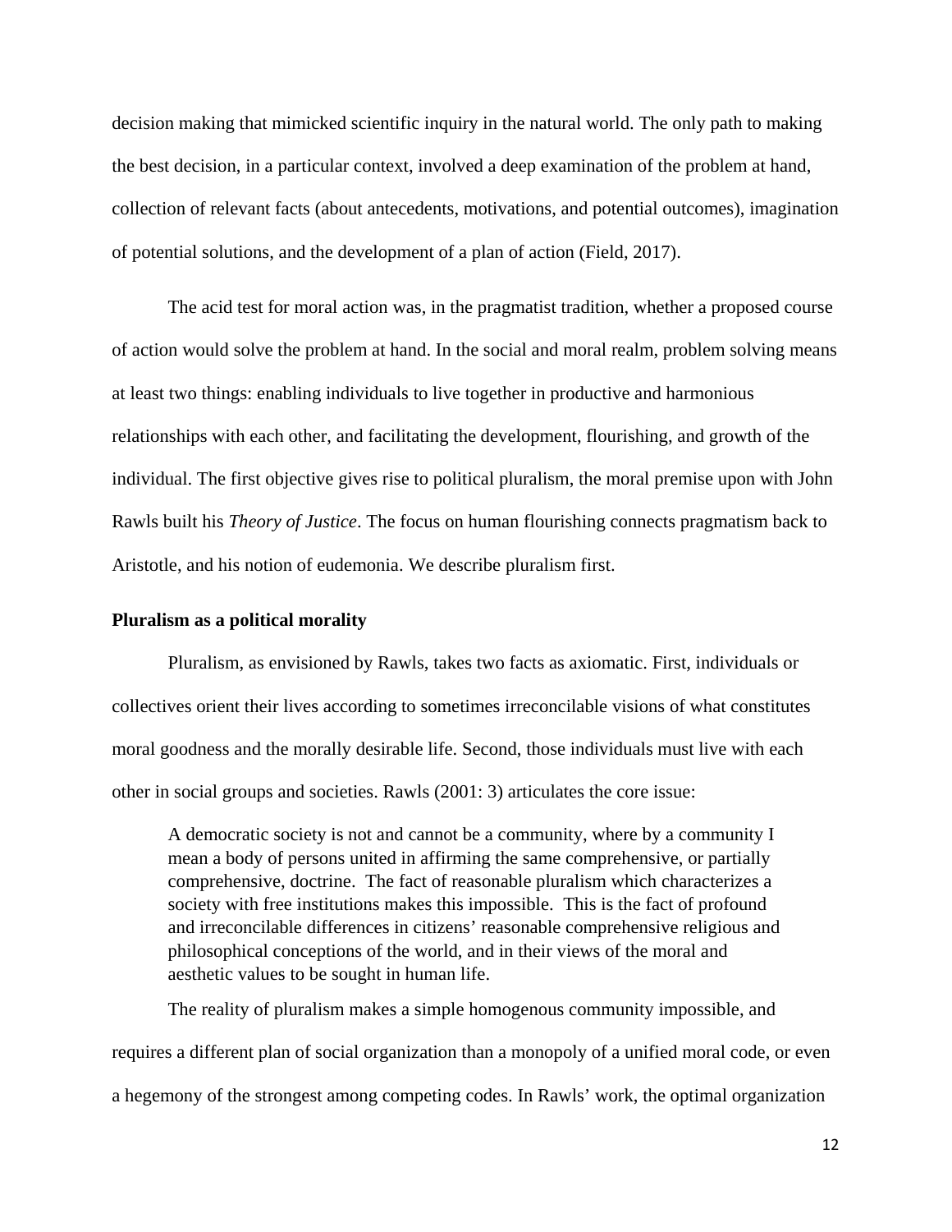decision making that mimicked scientific inquiry in the natural world. The only path to making the best decision, in a particular context, involved a deep examination of the problem at hand, collection of relevant facts (about antecedents, motivations, and potential outcomes), imagination of potential solutions, and the development of a plan of action (Field, 2017).

The acid test for moral action was, in the pragmatist tradition, whether a proposed course of action would solve the problem at hand. In the social and moral realm, problem solving means at least two things: enabling individuals to live together in productive and harmonious relationships with each other, and facilitating the development, flourishing, and growth of the individual. The first objective gives rise to political pluralism, the moral premise upon with John Rawls built his *Theory of Justice*. The focus on human flourishing connects pragmatism back to Aristotle, and his notion of eudemonia. We describe pluralism first.

**Pluralism as a political morality**

Pluralism, as envisioned by Rawls, takes two facts as axiomatic. First, individuals or collectives orient their lives according to sometimes irreconcilable visions of what constitutes moral goodness and the morally desirable life. Second, those individuals must live with each other in social groups and societies. Rawls (2001: 3) articulates the core issue:

> A democratic society is not and cannot be a community, where by a community I mean a body of persons united in affirming the same comprehensive, or partially comprehensive, doctrine. The fact of reasonable pluralism which characterizes a society with free institutions makes this impossible. This is the fact of profound and irreconcilable differences in citizens' reasonable comprehensive religious and philosophical conceptions of the world, and in their views of the moral and aesthetic values to be sought in human life.

The reality of pluralism makes a simple homogenous community impossible, and requires a different plan of social organization than a monopoly of a unified moral code, or even a hegemony of the strongest among competing codes. In Rawls' work, the optimal organization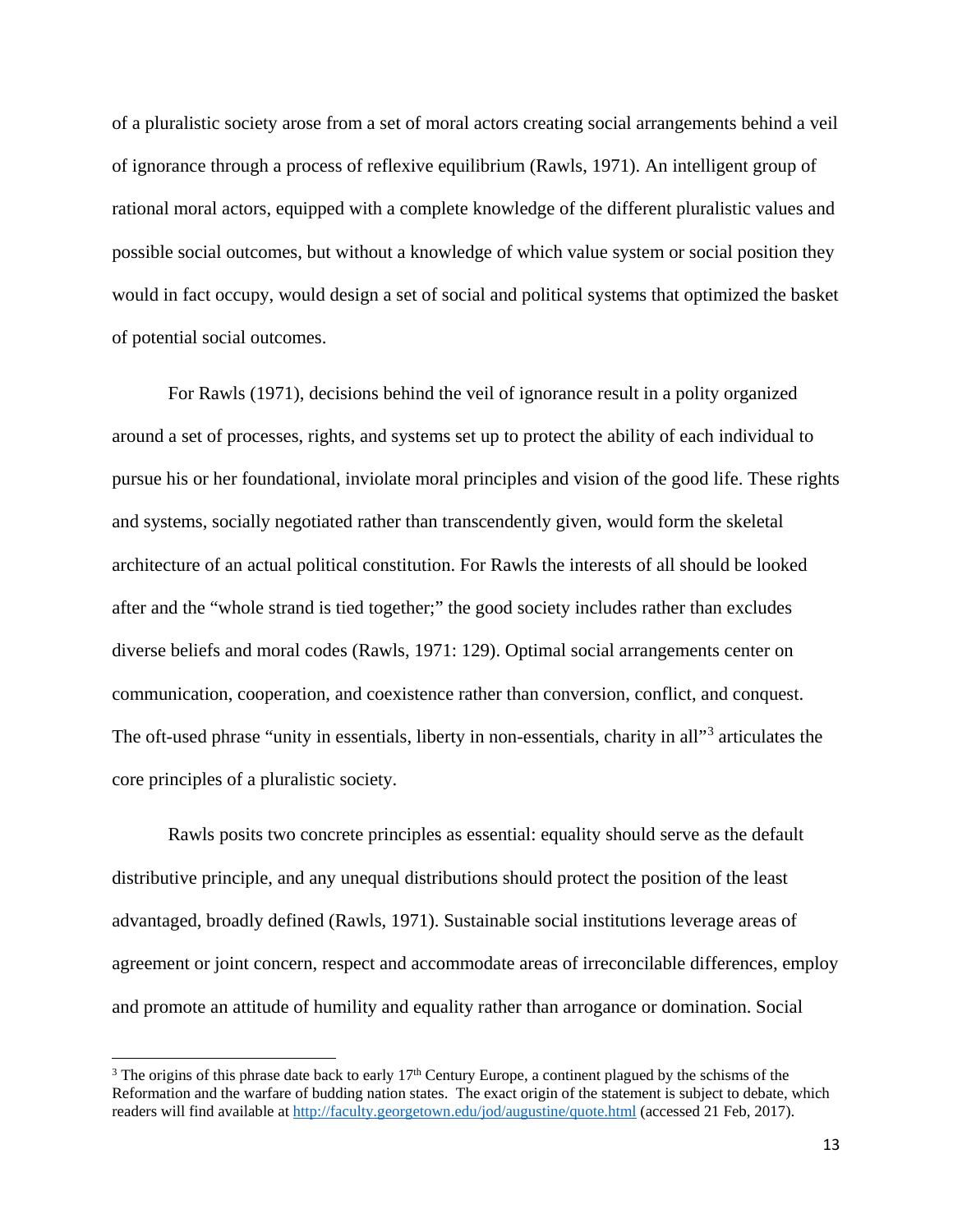of a pluralistic society arose from a set of moral actors creating social arrangements behind a veil of ignorance through a process of reflexive equilibrium (Rawls, 1971). An intelligent group of rational moral actors, equipped with a complete knowledge of the different pluralistic values and possible social outcomes, but without a knowledge of which value system or social position they would in fact occupy, would design a set of social and political systems that optimized the basket of potential social outcomes.

For Rawls (1971), decisions behind the veil of ignorance result in a polity organized around a set of processes, rights, and systems set up to protect the ability of each individual to pursue his or her foundational, inviolate moral principles and vision of the good life. These rights and systems, socially negotiated rather than transcendently given, would form the skeletal architecture of an actual political constitution. For Rawls the interests of all should be looked after and the "whole strand is tied together;" the good society includes rather than excludes diverse beliefs and moral codes (Rawls, 1971: 129). Optimal social arrangements center on communication, cooperation, and coexistence rather than conversion, conflict, and conquest. The oft-used phrase "unity in essentials, liberty in non-essentials, charity in all"[3] articulates the core principles of a pluralistic society.

Rawls posits two concrete principles as essential: equality should serve as the default distributive principle, and any unequal distributions should protect the position of the least advantaged, broadly defined (Rawls, 1971). Sustainable social institutions leverage areas of agreement or joint concern, respect and accommodate areas of irreconcilable differences, employ and promote an attitude of humility and equality rather than arrogance or domination. Social

---

[3] The origins of this phrase date back to early 17th Century Europe, a continent plagued by the schisms of the Reformation and the warfare of budding nation states. The exact origin of the statement is subject to debate, which readers will find available at http://faculty.georgetown.edu/jod/augustine/quote.html (accessed 21 Feb, 2017).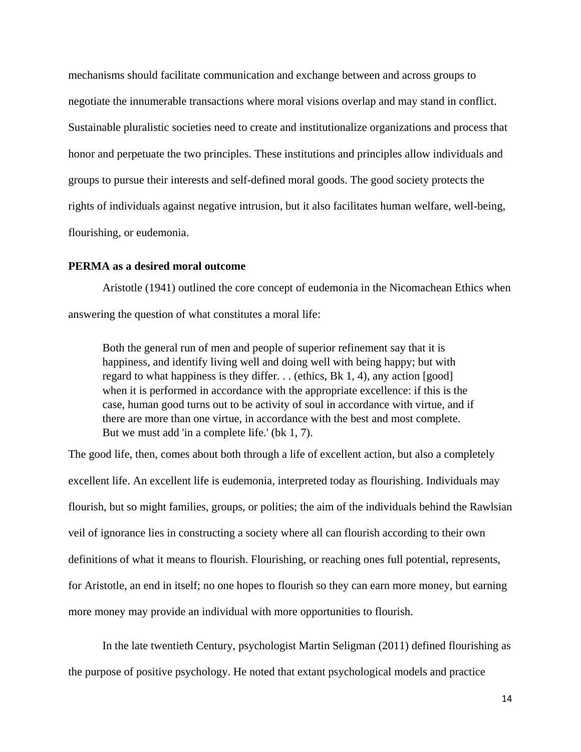mechanisms should facilitate communication and exchange between and across groups to negotiate the innumerable transactions where moral visions overlap and may stand in conflict. Sustainable pluralistic societies need to create and institutionalize organizations and process that honor and perpetuate the two principles. These institutions and principles allow individuals and groups to pursue their interests and self-defined moral goods. The good society protects the rights of individuals against negative intrusion, but it also facilitates human welfare, well-being, flourishing, or eudemonia.

**PERMA as a desired moral outcome**

Aristotle (1941) outlined the core concept of eudemonia in the Nicomachean Ethics when answering the question of what constitutes a moral life:

> Both the general run of men and people of superior refinement say that it is happiness, and identify living well and doing well with being happy; but with regard to what happiness is they differ. . . (ethics, Bk 1, 4), any action [good] when it is performed in accordance with the appropriate excellence: if this is the case, human good turns out to be activity of soul in accordance with virtue, and if there are more than one virtue, in accordance with the best and most complete. But we must add 'in a complete life.' (bk 1, 7).

The good life, then, comes about both through a life of excellent action, but also a completely excellent life. An excellent life is eudemonia, interpreted today as flourishing. Individuals may flourish, but so might families, groups, or polities; the aim of the individuals behind the Rawlsian veil of ignorance lies in constructing a society where all can flourish according to their own definitions of what it means to flourish. Flourishing, or reaching ones full potential, represents, for Aristotle, an end in itself; no one hopes to flourish so they can earn more money, but earning more money may provide an individual with more opportunities to flourish.

In the late twentieth Century, psychologist Martin Seligman (2011) defined flourishing as the purpose of positive psychology. He noted that extant psychological models and practice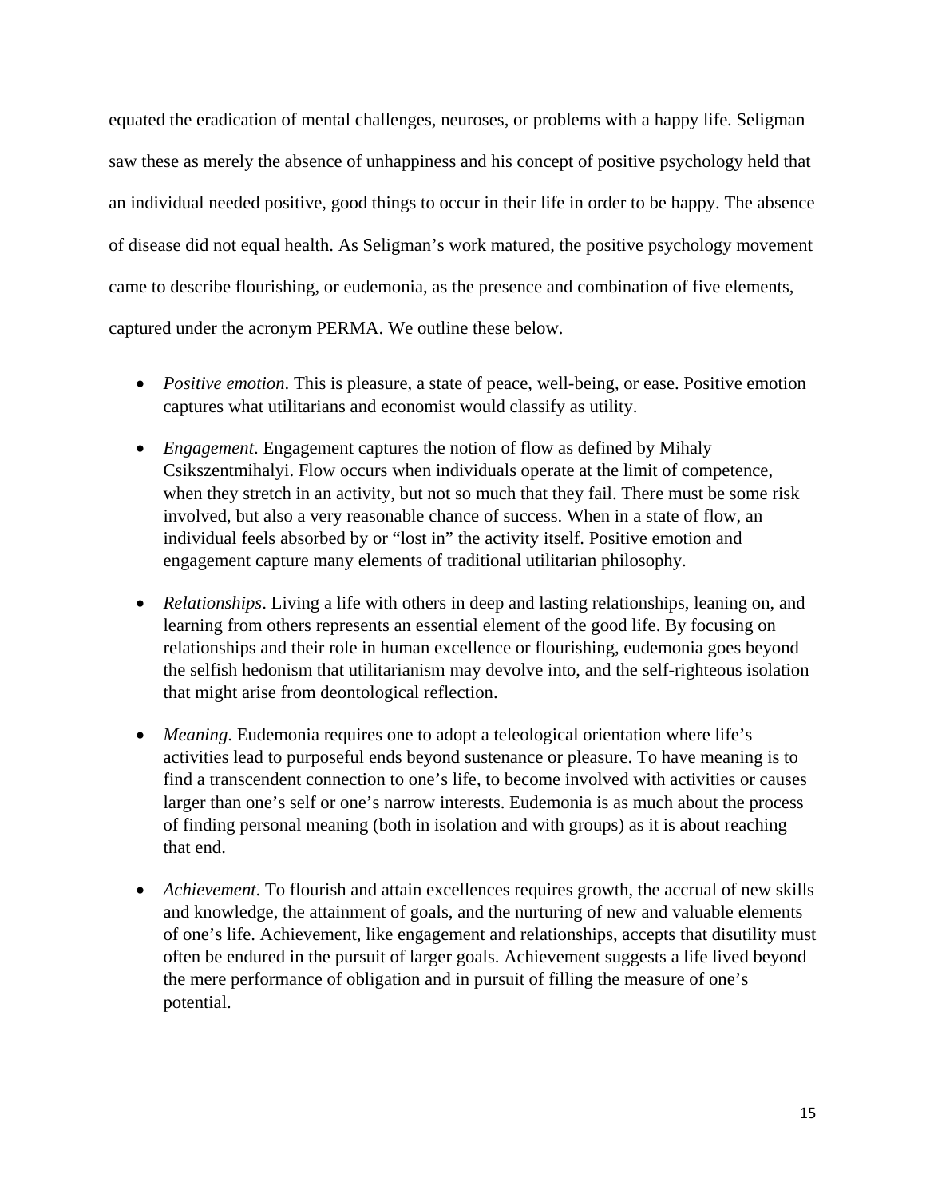equated the eradication of mental challenges, neuroses, or problems with a happy life. Seligman saw these as merely the absence of unhappiness and his concept of positive psychology held that an individual needed positive, good things to occur in their life in order to be happy. The absence of disease did not equal health. As Seligman's work matured, the positive psychology movement came to describe flourishing, or eudemonia, as the presence and combination of five elements, captured under the acronym PERMA. We outline these below.

- *Positive emotion*. This is pleasure, a state of peace, well-being, or ease. Positive emotion captures what utilitarians and economist would classify as utility.

- *Engagement*. Engagement captures the notion of flow as defined by Mihaly Csikszentmihalyi. Flow occurs when individuals operate at the limit of competence, when they stretch in an activity, but not so much that they fail. There must be some risk involved, but also a very reasonable chance of success. When in a state of flow, an individual feels absorbed by or "lost in" the activity itself. Positive emotion and engagement capture many elements of traditional utilitarian philosophy.

- *Relationships*. Living a life with others in deep and lasting relationships, leaning on, and learning from others represents an essential element of the good life. By focusing on relationships and their role in human excellence or flourishing, eudemonia goes beyond the selfish hedonism that utilitarianism may devolve into, and the self-righteous isolation that might arise from deontological reflection.

- *Meaning*. Eudemonia requires one to adopt a teleological orientation where life's activities lead to purposeful ends beyond sustenance or pleasure. To have meaning is to find a transcendent connection to one's life, to become involved with activities or causes larger than one's self or one's narrow interests. Eudemonia is as much about the process of finding personal meaning (both in isolation and with groups) as it is about reaching that end.

- *Achievement*. To flourish and attain excellences requires growth, the accrual of new skills and knowledge, the attainment of goals, and the nurturing of new and valuable elements of one's life. Achievement, like engagement and relationships, accepts that disutility must often be endured in the pursuit of larger goals. Achievement suggests a life lived beyond the mere performance of obligation and in pursuit of filling the measure of one's potential.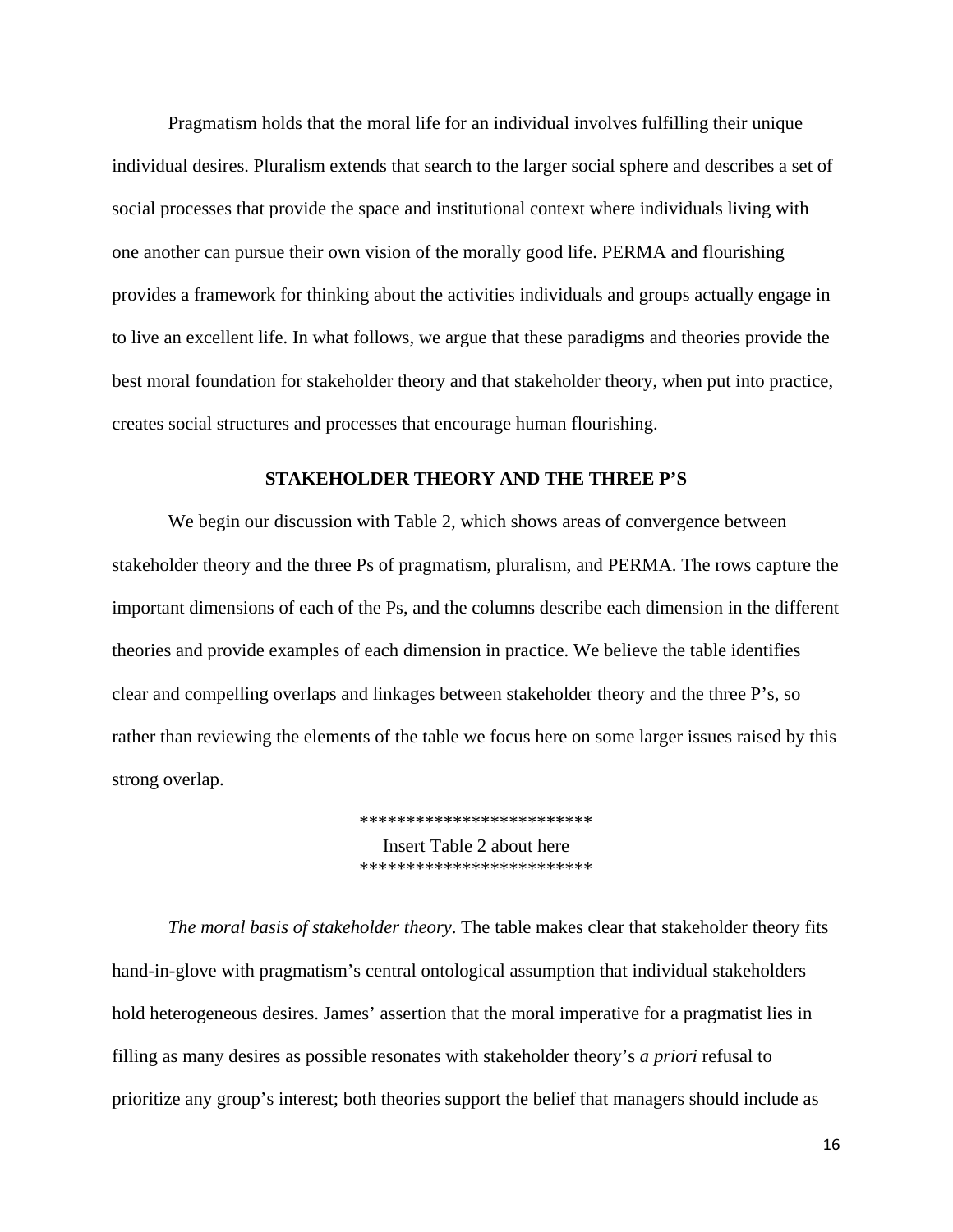Pragmatism holds that the moral life for an individual involves fulfilling their unique individual desires. Pluralism extends that search to the larger social sphere and describes a set of social processes that provide the space and institutional context where individuals living with one another can pursue their own vision of the morally good life. PERMA and flourishing provides a framework for thinking about the activities individuals and groups actually engage in to live an excellent life. In what follows, we argue that these paradigms and theories provide the best moral foundation for stakeholder theory and that stakeholder theory, when put into practice, creates social structures and processes that encourage human flourishing.

## STAKEHOLDER THEORY AND THE THREE P'S

We begin our discussion with Table 2, which shows areas of convergence between stakeholder theory and the three Ps of pragmatism, pluralism, and PERMA. The rows capture the important dimensions of each of the Ps, and the columns describe each dimension in the different theories and provide examples of each dimension in practice. We believe the table identifies clear and compelling overlaps and linkages between stakeholder theory and the three P's, so rather than reviewing the elements of the table we focus here on some larger issues raised by this strong overlap.

*************************

Insert Table 2 about here

*************************

*The moral basis of stakeholder theory*. The table makes clear that stakeholder theory fits hand-in-glove with pragmatism's central ontological assumption that individual stakeholders hold heterogeneous desires. James' assertion that the moral imperative for a pragmatist lies in filling as many desires as possible resonates with stakeholder theory's *a priori* refusal to prioritize any group's interest; both theories support the belief that managers should include as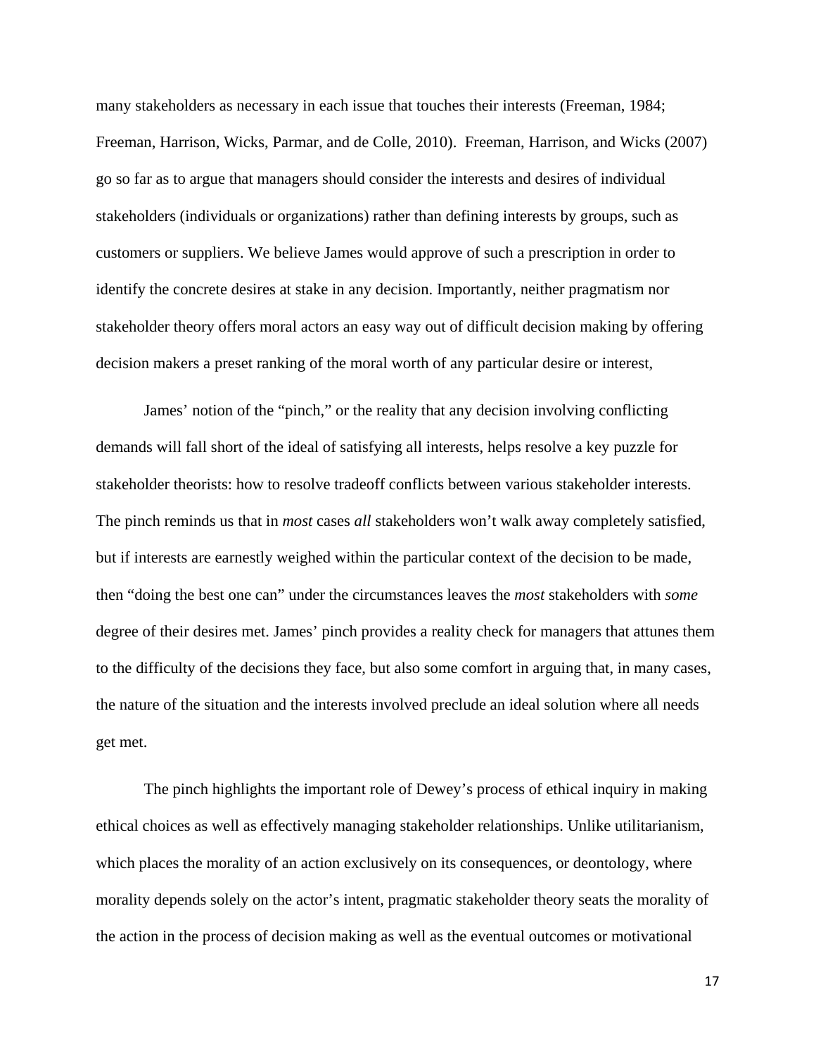many stakeholders as necessary in each issue that touches their interests (Freeman, 1984; Freeman, Harrison, Wicks, Parmar, and de Colle, 2010). Freeman, Harrison, and Wicks (2007) go so far as to argue that managers should consider the interests and desires of individual stakeholders (individuals or organizations) rather than defining interests by groups, such as customers or suppliers. We believe James would approve of such a prescription in order to identify the concrete desires at stake in any decision. Importantly, neither pragmatism nor stakeholder theory offers moral actors an easy way out of difficult decision making by offering decision makers a preset ranking of the moral worth of any particular desire or interest,

James' notion of the "pinch," or the reality that any decision involving conflicting demands will fall short of the ideal of satisfying all interests, helps resolve a key puzzle for stakeholder theorists: how to resolve tradeoff conflicts between various stakeholder interests. The pinch reminds us that in *most* cases *all* stakeholders won't walk away completely satisfied, but if interests are earnestly weighed within the particular context of the decision to be made, then "doing the best one can" under the circumstances leaves the *most* stakeholders with *some* degree of their desires met. James' pinch provides a reality check for managers that attunes them to the difficulty of the decisions they face, but also some comfort in arguing that, in many cases, the nature of the situation and the interests involved preclude an ideal solution where all needs get met.

The pinch highlights the important role of Dewey's process of ethical inquiry in making ethical choices as well as effectively managing stakeholder relationships. Unlike utilitarianism, which places the morality of an action exclusively on its consequences, or deontology, where morality depends solely on the actor's intent, pragmatic stakeholder theory seats the morality of the action in the process of decision making as well as the eventual outcomes or motivational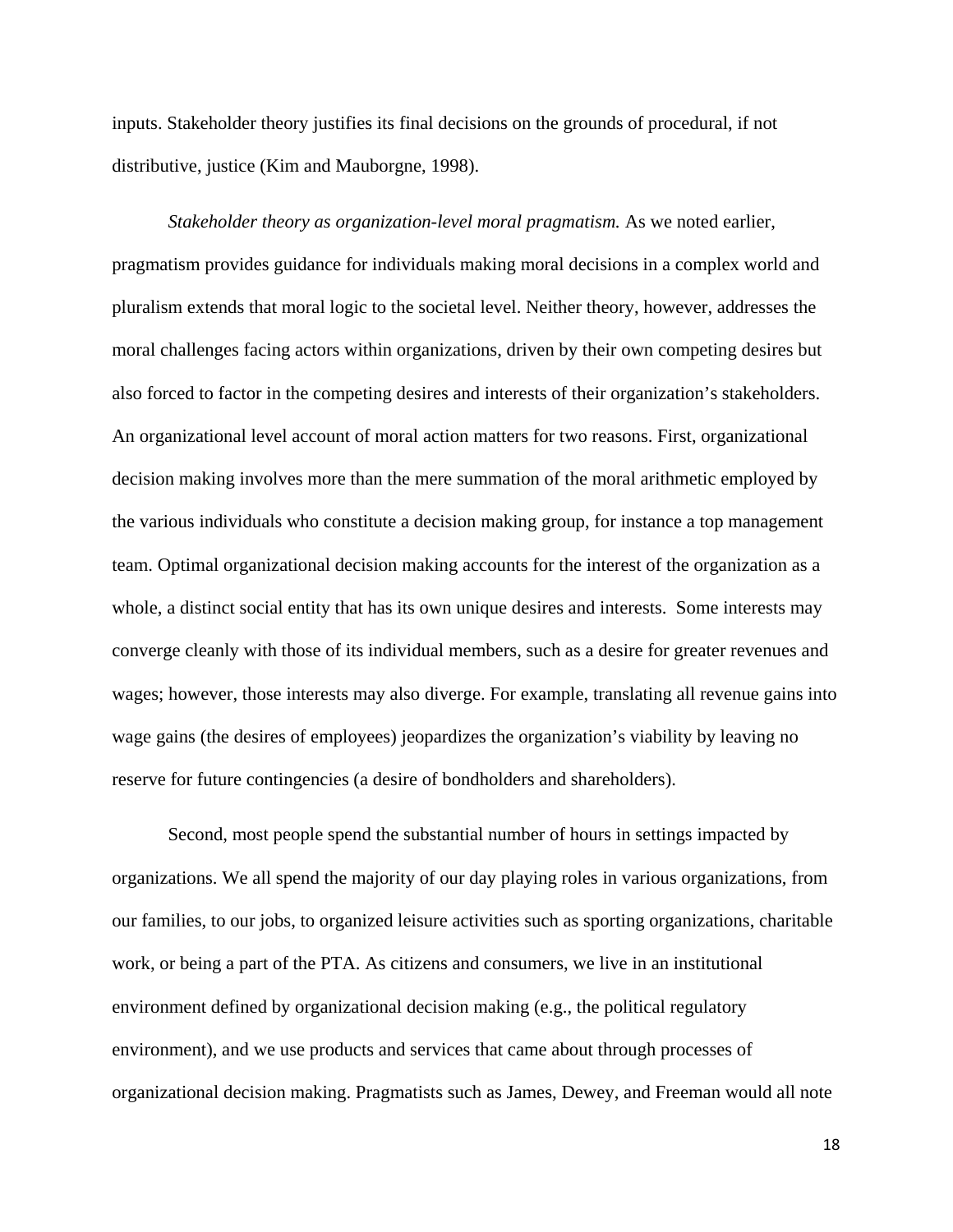inputs. Stakeholder theory justifies its final decisions on the grounds of procedural, if not distributive, justice (Kim and Mauborgne, 1998).

*Stakeholder theory as organization-level moral pragmatism.* As we noted earlier, pragmatism provides guidance for individuals making moral decisions in a complex world and pluralism extends that moral logic to the societal level. Neither theory, however, addresses the moral challenges facing actors within organizations, driven by their own competing desires but also forced to factor in the competing desires and interests of their organization's stakeholders. An organizational level account of moral action matters for two reasons. First, organizational decision making involves more than the mere summation of the moral arithmetic employed by the various individuals who constitute a decision making group, for instance a top management team. Optimal organizational decision making accounts for the interest of the organization as a whole, a distinct social entity that has its own unique desires and interests. Some interests may converge cleanly with those of its individual members, such as a desire for greater revenues and wages; however, those interests may also diverge. For example, translating all revenue gains into wage gains (the desires of employees) jeopardizes the organization's viability by leaving no reserve for future contingencies (a desire of bondholders and shareholders).

Second, most people spend the substantial number of hours in settings impacted by organizations. We all spend the majority of our day playing roles in various organizations, from our families, to our jobs, to organized leisure activities such as sporting organizations, charitable work, or being a part of the PTA. As citizens and consumers, we live in an institutional environment defined by organizational decision making (e.g., the political regulatory environment), and we use products and services that came about through processes of organizational decision making. Pragmatists such as James, Dewey, and Freeman would all note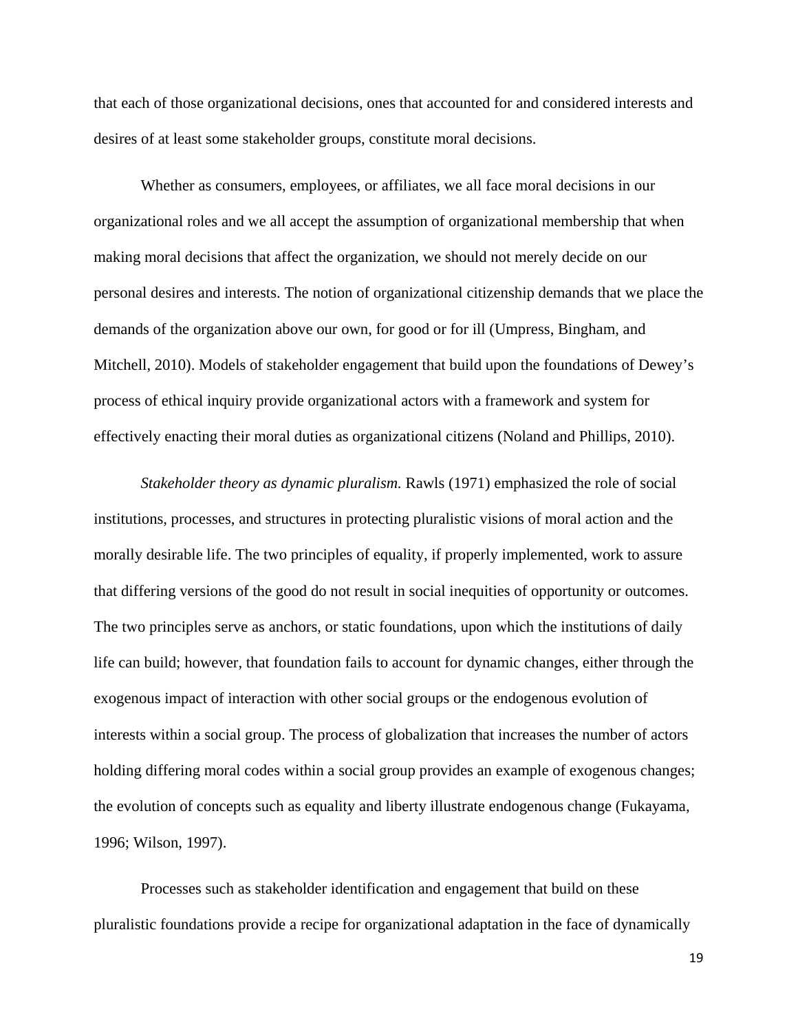that each of those organizational decisions, ones that accounted for and considered interests and desires of at least some stakeholder groups, constitute moral decisions.

Whether as consumers, employees, or affiliates, we all face moral decisions in our organizational roles and we all accept the assumption of organizational membership that when making moral decisions that affect the organization, we should not merely decide on our personal desires and interests. The notion of organizational citizenship demands that we place the demands of the organization above our own, for good or for ill (Umpress, Bingham, and Mitchell, 2010). Models of stakeholder engagement that build upon the foundations of Dewey's process of ethical inquiry provide organizational actors with a framework and system for effectively enacting their moral duties as organizational citizens (Noland and Phillips, 2010).

*Stakeholder theory as dynamic pluralism.* Rawls (1971) emphasized the role of social institutions, processes, and structures in protecting pluralistic visions of moral action and the morally desirable life. The two principles of equality, if properly implemented, work to assure that differing versions of the good do not result in social inequities of opportunity or outcomes. The two principles serve as anchors, or static foundations, upon which the institutions of daily life can build; however, that foundation fails to account for dynamic changes, either through the exogenous impact of interaction with other social groups or the endogenous evolution of interests within a social group. The process of globalization that increases the number of actors holding differing moral codes within a social group provides an example of exogenous changes; the evolution of concepts such as equality and liberty illustrate endogenous change (Fukayama, 1996; Wilson, 1997).

Processes such as stakeholder identification and engagement that build on these pluralistic foundations provide a recipe for organizational adaptation in the face of dynamically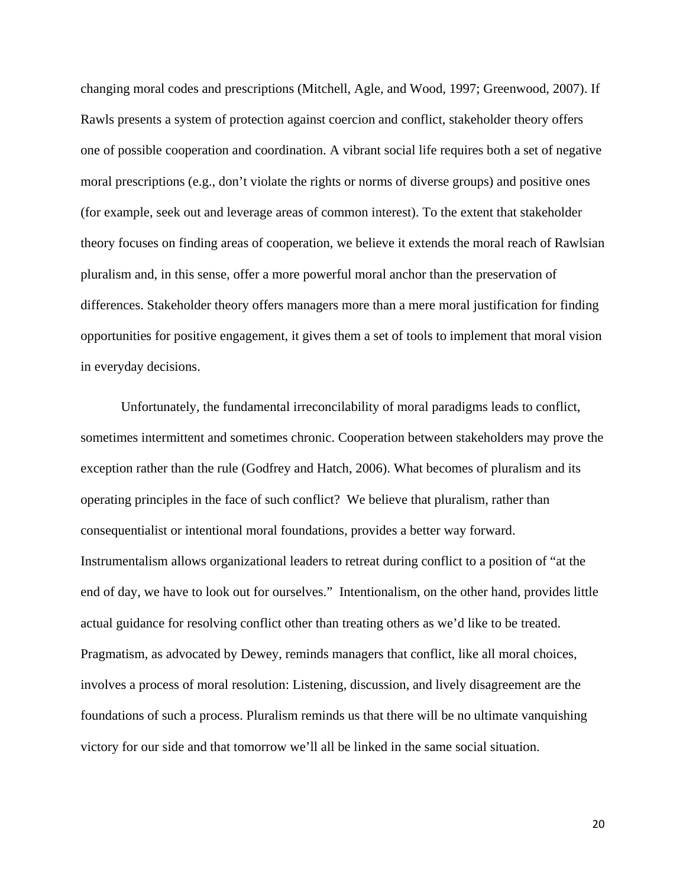changing moral codes and prescriptions (Mitchell, Agle, and Wood, 1997; Greenwood, 2007). If Rawls presents a system of protection against coercion and conflict, stakeholder theory offers one of possible cooperation and coordination. A vibrant social life requires both a set of negative moral prescriptions (e.g., don't violate the rights or norms of diverse groups) and positive ones (for example, seek out and leverage areas of common interest). To the extent that stakeholder theory focuses on finding areas of cooperation, we believe it extends the moral reach of Rawlsian pluralism and, in this sense, offer a more powerful moral anchor than the preservation of differences. Stakeholder theory offers managers more than a mere moral justification for finding opportunities for positive engagement, it gives them a set of tools to implement that moral vision in everyday decisions.

Unfortunately, the fundamental irreconcilability of moral paradigms leads to conflict, sometimes intermittent and sometimes chronic. Cooperation between stakeholders may prove the exception rather than the rule (Godfrey and Hatch, 2006). What becomes of pluralism and its operating principles in the face of such conflict? We believe that pluralism, rather than consequentialist or intentional moral foundations, provides a better way forward. Instrumentalism allows organizational leaders to retreat during conflict to a position of "at the end of day, we have to look out for ourselves." Intentionalism, on the other hand, provides little actual guidance for resolving conflict other than treating others as we'd like to be treated. Pragmatism, as advocated by Dewey, reminds managers that conflict, like all moral choices, involves a process of moral resolution: Listening, discussion, and lively disagreement are the foundations of such a process. Pluralism reminds us that there will be no ultimate vanquishing victory for our side and that tomorrow we'll all be linked in the same social situation.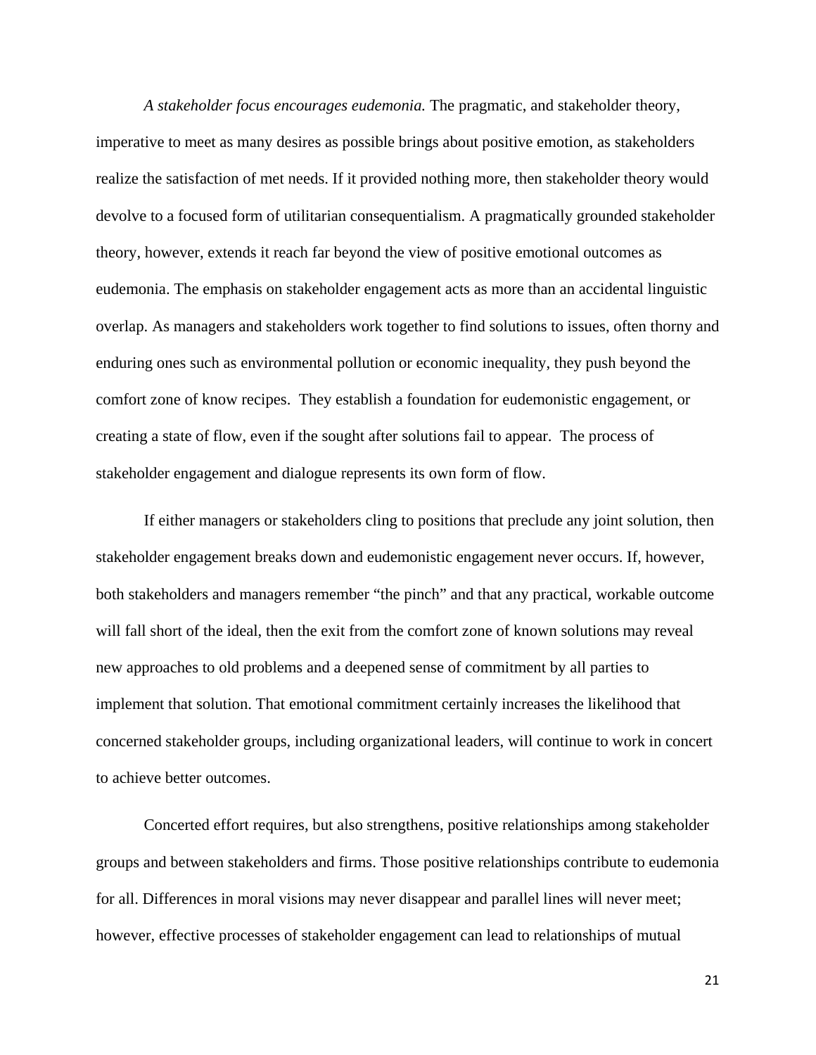*A stakeholder focus encourages eudemonia.* The pragmatic, and stakeholder theory, imperative to meet as many desires as possible brings about positive emotion, as stakeholders realize the satisfaction of met needs. If it provided nothing more, then stakeholder theory would devolve to a focused form of utilitarian consequentialism. A pragmatically grounded stakeholder theory, however, extends it reach far beyond the view of positive emotional outcomes as eudemonia. The emphasis on stakeholder engagement acts as more than an accidental linguistic overlap. As managers and stakeholders work together to find solutions to issues, often thorny and enduring ones such as environmental pollution or economic inequality, they push beyond the comfort zone of know recipes. They establish a foundation for eudemonistic engagement, or creating a state of flow, even if the sought after solutions fail to appear. The process of stakeholder engagement and dialogue represents its own form of flow.

If either managers or stakeholders cling to positions that preclude any joint solution, then stakeholder engagement breaks down and eudemonistic engagement never occurs. If, however, both stakeholders and managers remember "the pinch" and that any practical, workable outcome will fall short of the ideal, then the exit from the comfort zone of known solutions may reveal new approaches to old problems and a deepened sense of commitment by all parties to implement that solution. That emotional commitment certainly increases the likelihood that concerned stakeholder groups, including organizational leaders, will continue to work in concert to achieve better outcomes.

Concerted effort requires, but also strengthens, positive relationships among stakeholder groups and between stakeholders and firms. Those positive relationships contribute to eudemonia for all. Differences in moral visions may never disappear and parallel lines will never meet; however, effective processes of stakeholder engagement can lead to relationships of mutual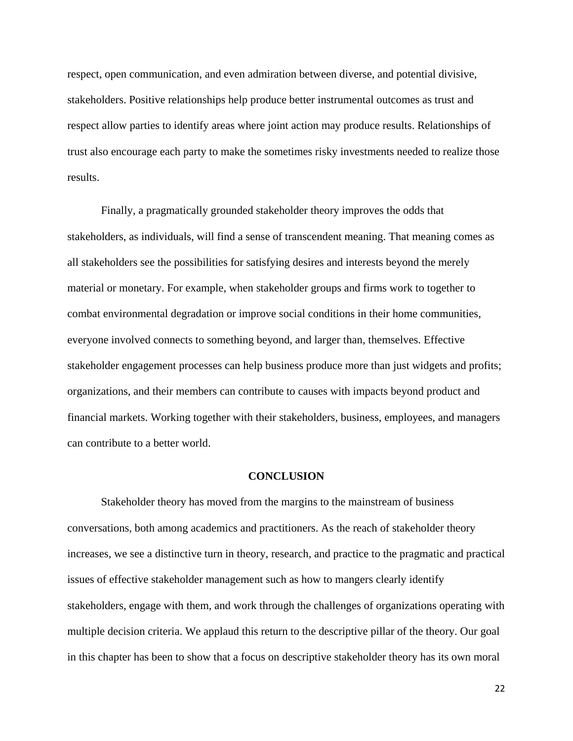respect, open communication, and even admiration between diverse, and potential divisive, stakeholders. Positive relationships help produce better instrumental outcomes as trust and respect allow parties to identify areas where joint action may produce results. Relationships of trust also encourage each party to make the sometimes risky investments needed to realize those results.

Finally, a pragmatically grounded stakeholder theory improves the odds that stakeholders, as individuals, will find a sense of transcendent meaning. That meaning comes as all stakeholders see the possibilities for satisfying desires and interests beyond the merely material or monetary. For example, when stakeholder groups and firms work to together to combat environmental degradation or improve social conditions in their home communities, everyone involved connects to something beyond, and larger than, themselves. Effective stakeholder engagement processes can help business produce more than just widgets and profits; organizations, and their members can contribute to causes with impacts beyond product and financial markets. Working together with their stakeholders, business, employees, and managers can contribute to a better world.

## CONCLUSION

Stakeholder theory has moved from the margins to the mainstream of business conversations, both among academics and practitioners. As the reach of stakeholder theory increases, we see a distinctive turn in theory, research, and practice to the pragmatic and practical issues of effective stakeholder management such as how to mangers clearly identify stakeholders, engage with them, and work through the challenges of organizations operating with multiple decision criteria. We applaud this return to the descriptive pillar of the theory. Our goal in this chapter has been to show that a focus on descriptive stakeholder theory has its own moral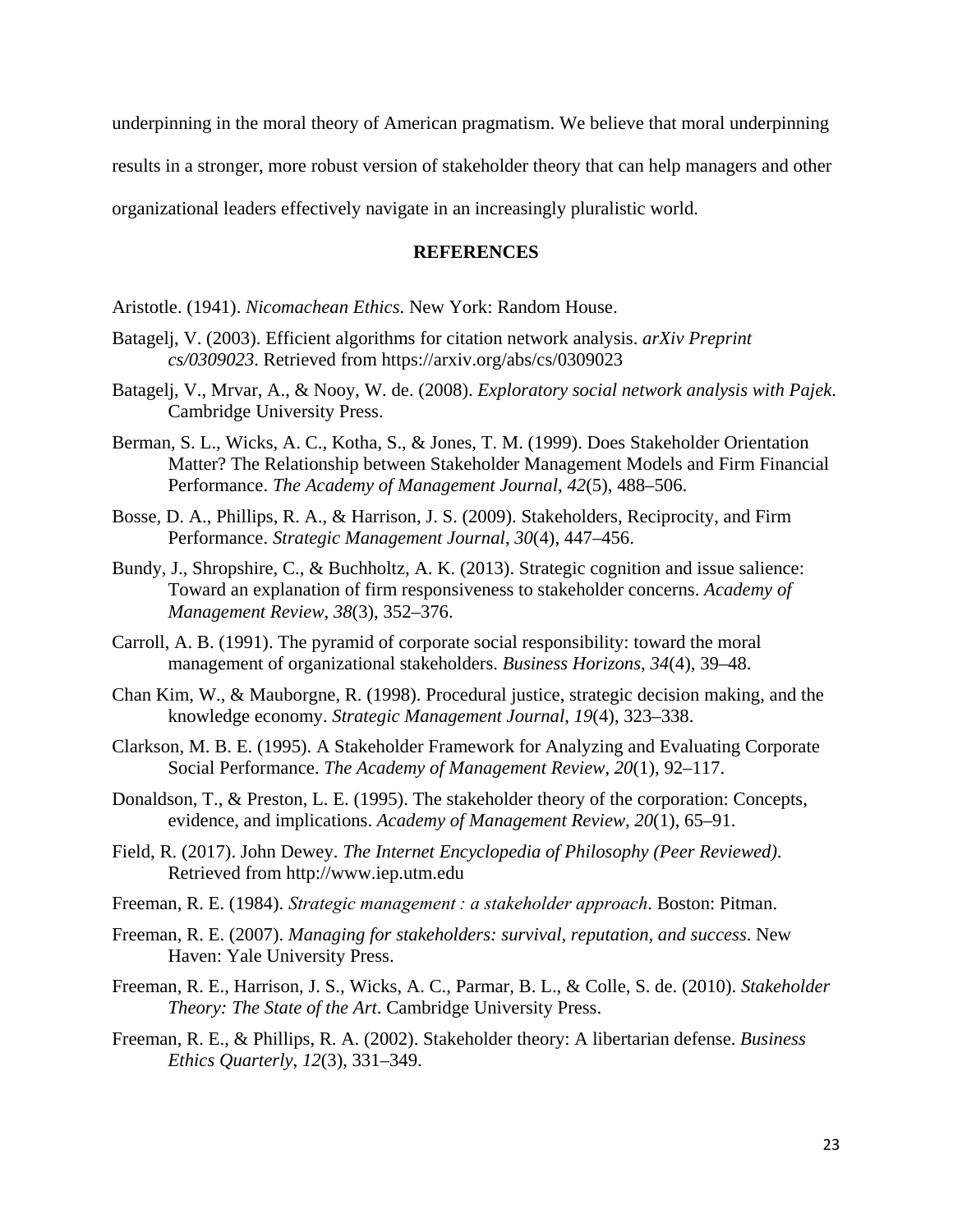underpinning in the moral theory of American pragmatism. We believe that moral underpinning results in a stronger, more robust version of stakeholder theory that can help managers and other organizational leaders effectively navigate in an increasingly pluralistic world.

## REFERENCES

Aristotle. (1941). *Nicomachean Ethics*. New York: Random House.

Batagelj, V. (2003). Efficient algorithms for citation network analysis. *arXiv Preprint cs/0309023*. Retrieved from https://arxiv.org/abs/cs/0309023

Batagelj, V., Mrvar, A., & Nooy, W. de. (2008). *Exploratory social network analysis with Pajek*. Cambridge University Press.

Berman, S. L., Wicks, A. C., Kotha, S., & Jones, T. M. (1999). Does Stakeholder Orientation Matter? The Relationship between Stakeholder Management Models and Firm Financial Performance. *The Academy of Management Journal*, *42*(5), 488–506.

Bosse, D. A., Phillips, R. A., & Harrison, J. S. (2009). Stakeholders, Reciprocity, and Firm Performance. *Strategic Management Journal*, *30*(4), 447–456.

Bundy, J., Shropshire, C., & Buchholtz, A. K. (2013). Strategic cognition and issue salience: Toward an explanation of firm responsiveness to stakeholder concerns. *Academy of Management Review*, *38*(3), 352–376.

Carroll, A. B. (1991). The pyramid of corporate social responsibility: toward the moral management of organizational stakeholders. *Business Horizons*, *34*(4), 39–48.

Chan Kim, W., & Mauborgne, R. (1998). Procedural justice, strategic decision making, and the knowledge economy. *Strategic Management Journal*, *19*(4), 323–338.

Clarkson, M. B. E. (1995). A Stakeholder Framework for Analyzing and Evaluating Corporate Social Performance. *The Academy of Management Review*, *20*(1), 92–117.

Donaldson, T., & Preston, L. E. (1995). The stakeholder theory of the corporation: Concepts, evidence, and implications. *Academy of Management Review*, *20*(1), 65–91.

Field, R. (2017). John Dewey. *The Internet Encyclopedia of Philosophy (Peer Reviewed)*. Retrieved from http://www.iep.utm.edu

Freeman, R. E. (1984). *Strategic management : a stakeholder approach*. Boston: Pitman.

Freeman, R. E. (2007). *Managing for stakeholders: survival, reputation, and success*. New Haven: Yale University Press.

Freeman, R. E., Harrison, J. S., Wicks, A. C., Parmar, B. L., & Colle, S. de. (2010). *Stakeholder Theory: The State of the Art*. Cambridge University Press.

Freeman, R. E., & Phillips, R. A. (2002). Stakeholder theory: A libertarian defense. *Business Ethics Quarterly*, *12*(3), 331–349.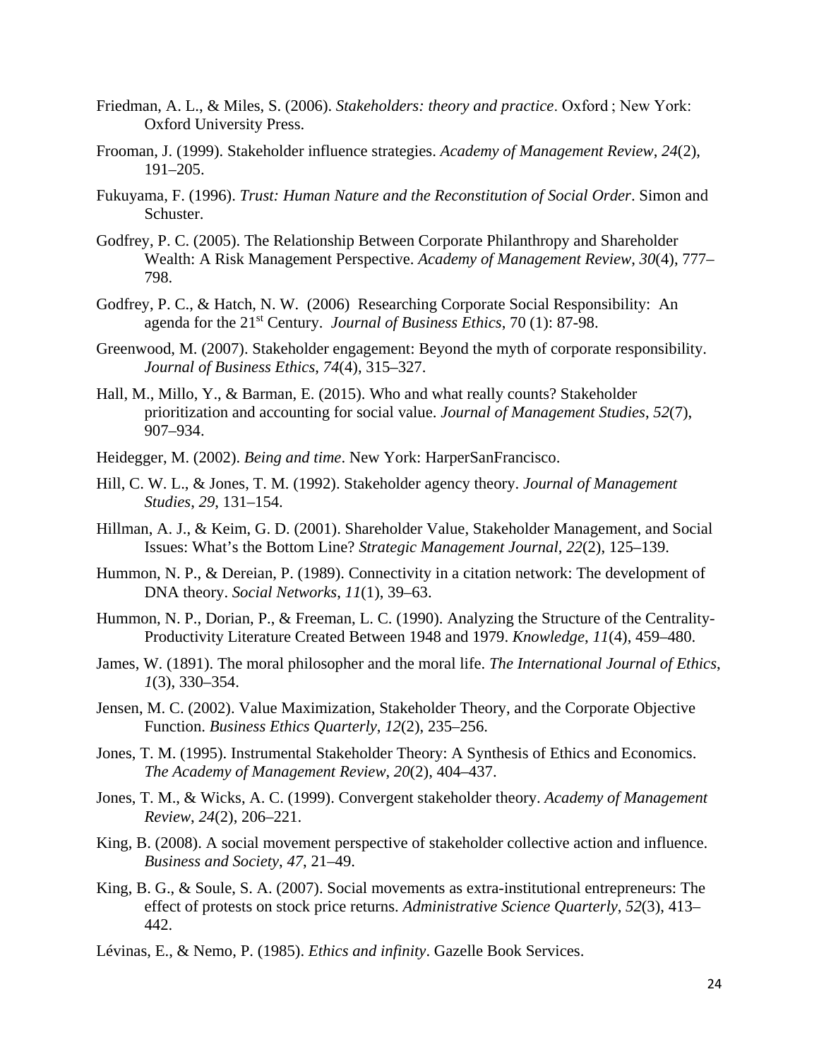Friedman, A. L., & Miles, S. (2006). *Stakeholders: theory and practice*. Oxford ; New York: Oxford University Press.

Frooman, J. (1999). Stakeholder influence strategies. *Academy of Management Review*, *24*(2), 191–205.

Fukuyama, F. (1996). *Trust: Human Nature and the Reconstitution of Social Order*. Simon and Schuster.

Godfrey, P. C. (2005). The Relationship Between Corporate Philanthropy and Shareholder Wealth: A Risk Management Perspective. *Academy of Management Review*, *30*(4), 777–798.

Godfrey, P. C., & Hatch, N. W. (2006) Researching Corporate Social Responsibility: An agenda for the 21st Century. *Journal of Business Ethics*, 70 (1): 87-98.

Greenwood, M. (2007). Stakeholder engagement: Beyond the myth of corporate responsibility. *Journal of Business Ethics*, *74*(4), 315–327.

Hall, M., Millo, Y., & Barman, E. (2015). Who and what really counts? Stakeholder prioritization and accounting for social value. *Journal of Management Studies*, *52*(7), 907–934.

Heidegger, M. (2002). *Being and time*. New York: HarperSanFrancisco.

Hill, C. W. L., & Jones, T. M. (1992). Stakeholder agency theory. *Journal of Management Studies*, *29*, 131–154.

Hillman, A. J., & Keim, G. D. (2001). Shareholder Value, Stakeholder Management, and Social Issues: What's the Bottom Line? *Strategic Management Journal*, *22*(2), 125–139.

Hummon, N. P., & Dereian, P. (1989). Connectivity in a citation network: The development of DNA theory. *Social Networks*, *11*(1), 39–63.

Hummon, N. P., Dorian, P., & Freeman, L. C. (1990). Analyzing the Structure of the Centrality-Productivity Literature Created Between 1948 and 1979. *Knowledge*, *11*(4), 459–480.

James, W. (1891). The moral philosopher and the moral life. *The International Journal of Ethics*, *1*(3), 330–354.

Jensen, M. C. (2002). Value Maximization, Stakeholder Theory, and the Corporate Objective Function. *Business Ethics Quarterly*, *12*(2), 235–256.

Jones, T. M. (1995). Instrumental Stakeholder Theory: A Synthesis of Ethics and Economics. *The Academy of Management Review*, *20*(2), 404–437.

Jones, T. M., & Wicks, A. C. (1999). Convergent stakeholder theory. *Academy of Management Review*, *24*(2), 206–221.

King, B. (2008). A social movement perspective of stakeholder collective action and influence. *Business and Society*, *47*, 21–49.

King, B. G., & Soule, S. A. (2007). Social movements as extra-institutional entrepreneurs: The effect of protests on stock price returns. *Administrative Science Quarterly*, *52*(3), 413–442.

Lévinas, E., & Nemo, P. (1985). *Ethics and infinity*. Gazelle Book Services.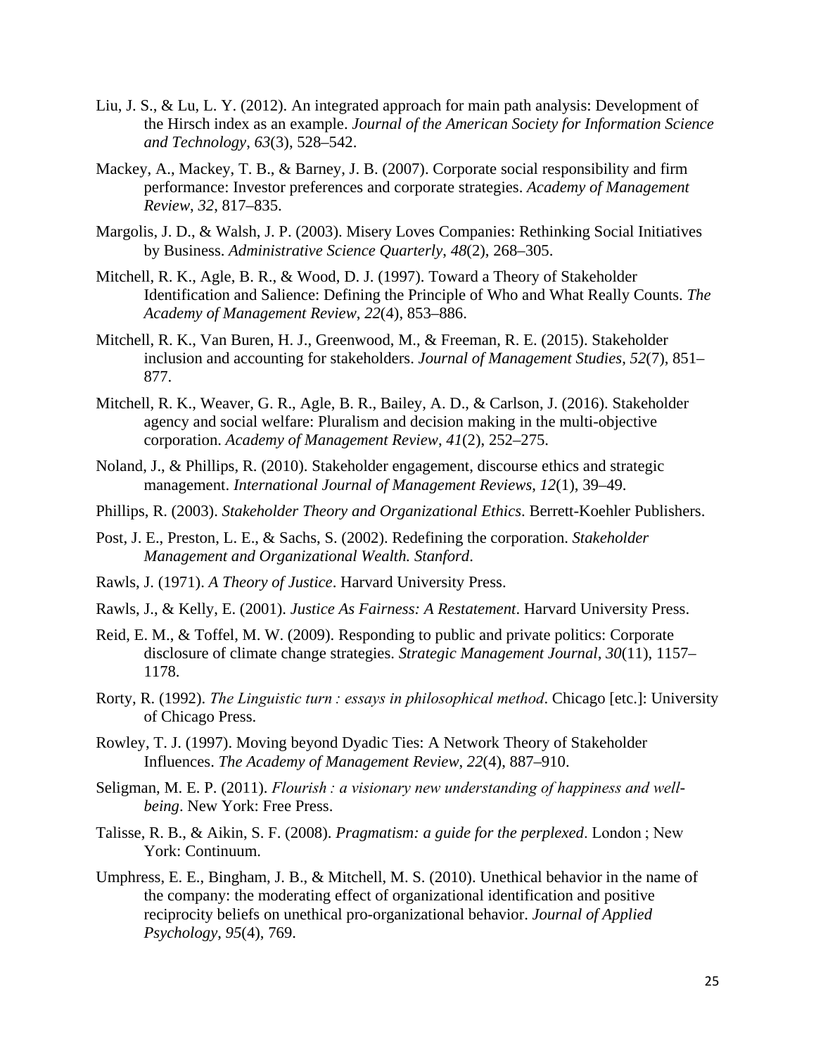Liu, J. S., & Lu, L. Y. (2012). An integrated approach for main path analysis: Development of the Hirsch index as an example. *Journal of the American Society for Information Science and Technology*, *63*(3), 528–542.

Mackey, A., Mackey, T. B., & Barney, J. B. (2007). Corporate social responsibility and firm performance: Investor preferences and corporate strategies. *Academy of Management Review*, *32*, 817–835.

Margolis, J. D., & Walsh, J. P. (2003). Misery Loves Companies: Rethinking Social Initiatives by Business. *Administrative Science Quarterly*, *48*(2), 268–305.

Mitchell, R. K., Agle, B. R., & Wood, D. J. (1997). Toward a Theory of Stakeholder Identification and Salience: Defining the Principle of Who and What Really Counts. *The Academy of Management Review*, *22*(4), 853–886.

Mitchell, R. K., Van Buren, H. J., Greenwood, M., & Freeman, R. E. (2015). Stakeholder inclusion and accounting for stakeholders. *Journal of Management Studies*, *52*(7), 851–877.

Mitchell, R. K., Weaver, G. R., Agle, B. R., Bailey, A. D., & Carlson, J. (2016). Stakeholder agency and social welfare: Pluralism and decision making in the multi-objective corporation. *Academy of Management Review*, *41*(2), 252–275.

Noland, J., & Phillips, R. (2010). Stakeholder engagement, discourse ethics and strategic management. *International Journal of Management Reviews*, *12*(1), 39–49.

Phillips, R. (2003). *Stakeholder Theory and Organizational Ethics*. Berrett-Koehler Publishers.

Post, J. E., Preston, L. E., & Sachs, S. (2002). Redefining the corporation. *Stakeholder Management and Organizational Wealth. Stanford*.

Rawls, J. (1971). *A Theory of Justice*. Harvard University Press.

Rawls, J., & Kelly, E. (2001). *Justice As Fairness: A Restatement*. Harvard University Press.

Reid, E. M., & Toffel, M. W. (2009). Responding to public and private politics: Corporate disclosure of climate change strategies. *Strategic Management Journal*, *30*(11), 1157–1178.

Rorty, R. (1992). *The Linguistic turn : essays in philosophical method*. Chicago [etc.]: University of Chicago Press.

Rowley, T. J. (1997). Moving beyond Dyadic Ties: A Network Theory of Stakeholder Influences. *The Academy of Management Review*, *22*(4), 887–910.

Seligman, M. E. P. (2011). *Flourish : a visionary new understanding of happiness and well-being*. New York: Free Press.

Talisse, R. B., & Aikin, S. F. (2008). *Pragmatism: a guide for the perplexed*. London ; New York: Continuum.

Umphress, E. E., Bingham, J. B., & Mitchell, M. S. (2010). Unethical behavior in the name of the company: the moderating effect of organizational identification and positive reciprocity beliefs on unethical pro-organizational behavior. *Journal of Applied Psychology*, *95*(4), 769.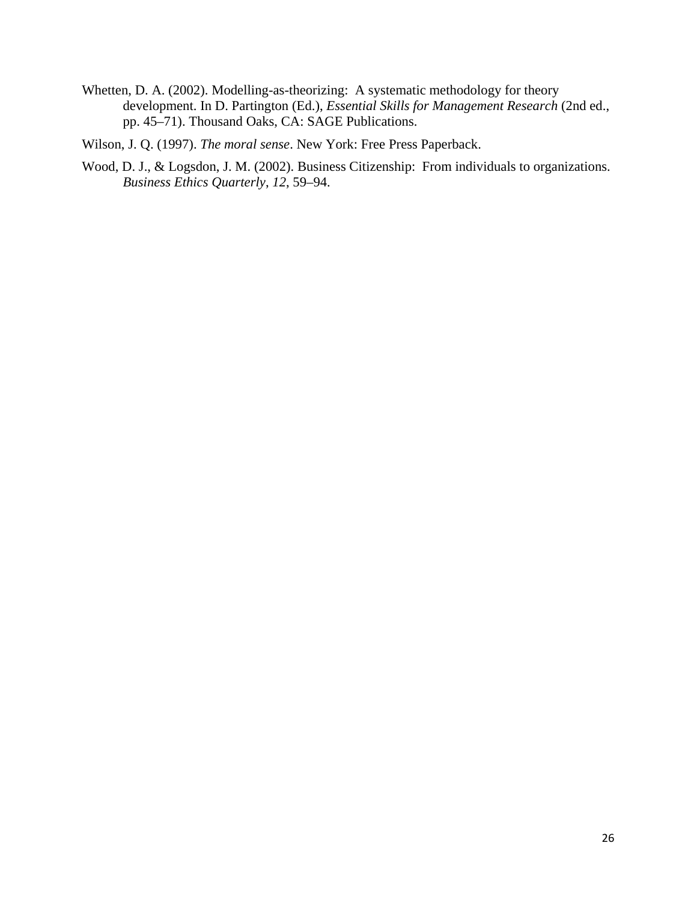Whetten, D. A. (2002). Modelling-as-theorizing: A systematic methodology for theory development. In D. Partington (Ed.), *Essential Skills for Management Research* (2nd ed., pp. 45–71). Thousand Oaks, CA: SAGE Publications.

Wilson, J. Q. (1997). *The moral sense*. New York: Free Press Paperback.

Wood, D. J., & Logsdon, J. M. (2002). Business Citizenship: From individuals to organizations. *Business Ethics Quarterly*, *12*, 59–94.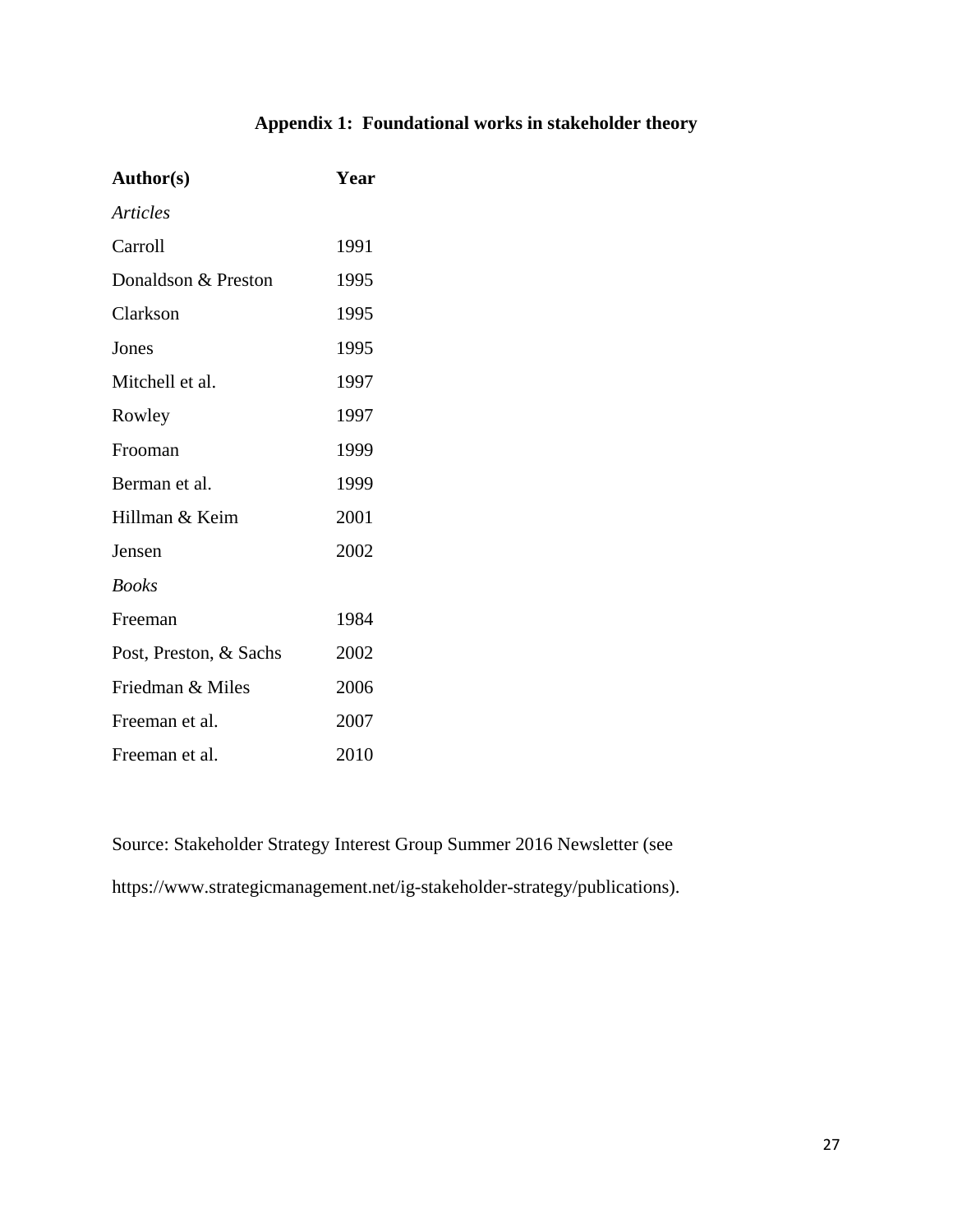### Appendix 1: Foundational works in stakeholder theory

| **Author(s)** | **Year** |
|---|---|
| *Articles* | |
| Carroll | 1991 |
| Donaldson & Preston | 1995 |
| Clarkson | 1995 |
| Jones | 1995 |
| Mitchell et al. | 1997 |
| Rowley | 1997 |
| Frooman | 1999 |
| Berman et al. | 1999 |
| Hillman & Keim | 2001 |
| Jensen | 2002 |
| *Books* | |
| Freeman | 1984 |
| Post, Preston, & Sachs | 2002 |
| Friedman & Miles | 2006 |
| Freeman et al. | 2007 |
| Freeman et al. | 2010 |

Source: Stakeholder Strategy Interest Group Summer 2016 Newsletter (see https://www.strategicmanagement.net/ig-stakeholder-strategy/publications).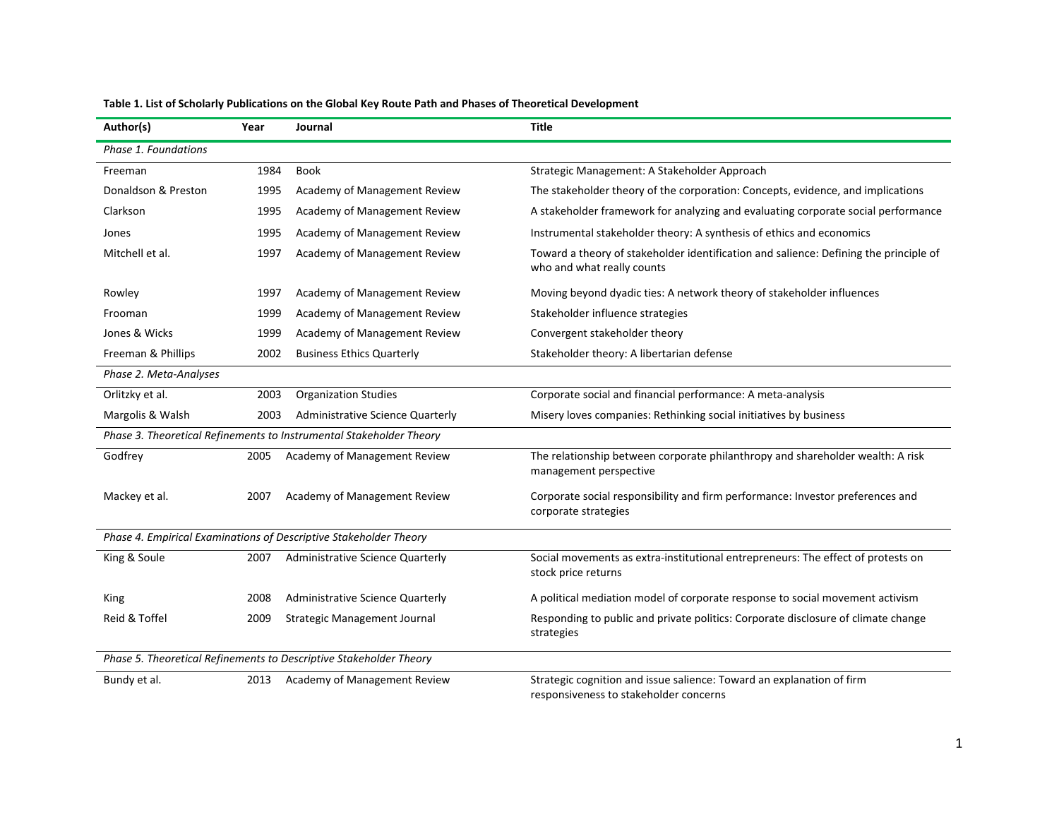**Table 1. List of Scholarly Publications on the Global Key Route Path and Phases of Theoretical Development**

| Author(s) | Year | Journal | Title |
|---|---|---|---|
| *Phase 1. Foundations* | | | |
| Freeman | 1984 | Book | Strategic Management: A Stakeholder Approach |
| Donaldson & Preston | 1995 | Academy of Management Review | The stakeholder theory of the corporation: Concepts, evidence, and implications |
| Clarkson | 1995 | Academy of Management Review | A stakeholder framework for analyzing and evaluating corporate social performance |
| Jones | 1995 | Academy of Management Review | Instrumental stakeholder theory: A synthesis of ethics and economics |
| Mitchell et al. | 1997 | Academy of Management Review | Toward a theory of stakeholder identification and salience: Defining the principle of who and what really counts |
| Rowley | 1997 | Academy of Management Review | Moving beyond dyadic ties: A network theory of stakeholder influences |
| Frooman | 1999 | Academy of Management Review | Stakeholder influence strategies |
| Jones & Wicks | 1999 | Academy of Management Review | Convergent stakeholder theory |
| Freeman & Phillips | 2002 | Business Ethics Quarterly | Stakeholder theory: A libertarian defense |
| *Phase 2. Meta-Analyses* | | | |
| Orlitzky et al. | 2003 | Organization Studies | Corporate social and financial performance: A meta-analysis |
| Margolis & Walsh | 2003 | Administrative Science Quarterly | Misery loves companies: Rethinking social initiatives by business |
| *Phase 3. Theoretical Refinements to Instrumental Stakeholder Theory* | | | |
| Godfrey | 2005 | Academy of Management Review | The relationship between corporate philanthropy and shareholder wealth: A risk management perspective |
| Mackey et al. | 2007 | Academy of Management Review | Corporate social responsibility and firm performance: Investor preferences and corporate strategies |
| *Phase 4. Empirical Examinations of Descriptive Stakeholder Theory* | | | |
| King & Soule | 2007 | Administrative Science Quarterly | Social movements as extra-institutional entrepreneurs: The effect of protests on stock price returns |
| King | 2008 | Administrative Science Quarterly | A political mediation model of corporate response to social movement activism |
| Reid & Toffel | 2009 | Strategic Management Journal | Responding to public and private politics: Corporate disclosure of climate change strategies |
| *Phase 5. Theoretical Refinements to Descriptive Stakeholder Theory* | | | |
| Bundy et al. | 2013 | Academy of Management Review | Strategic cognition and issue salience: Toward an explanation of firm responsiveness to stakeholder concerns |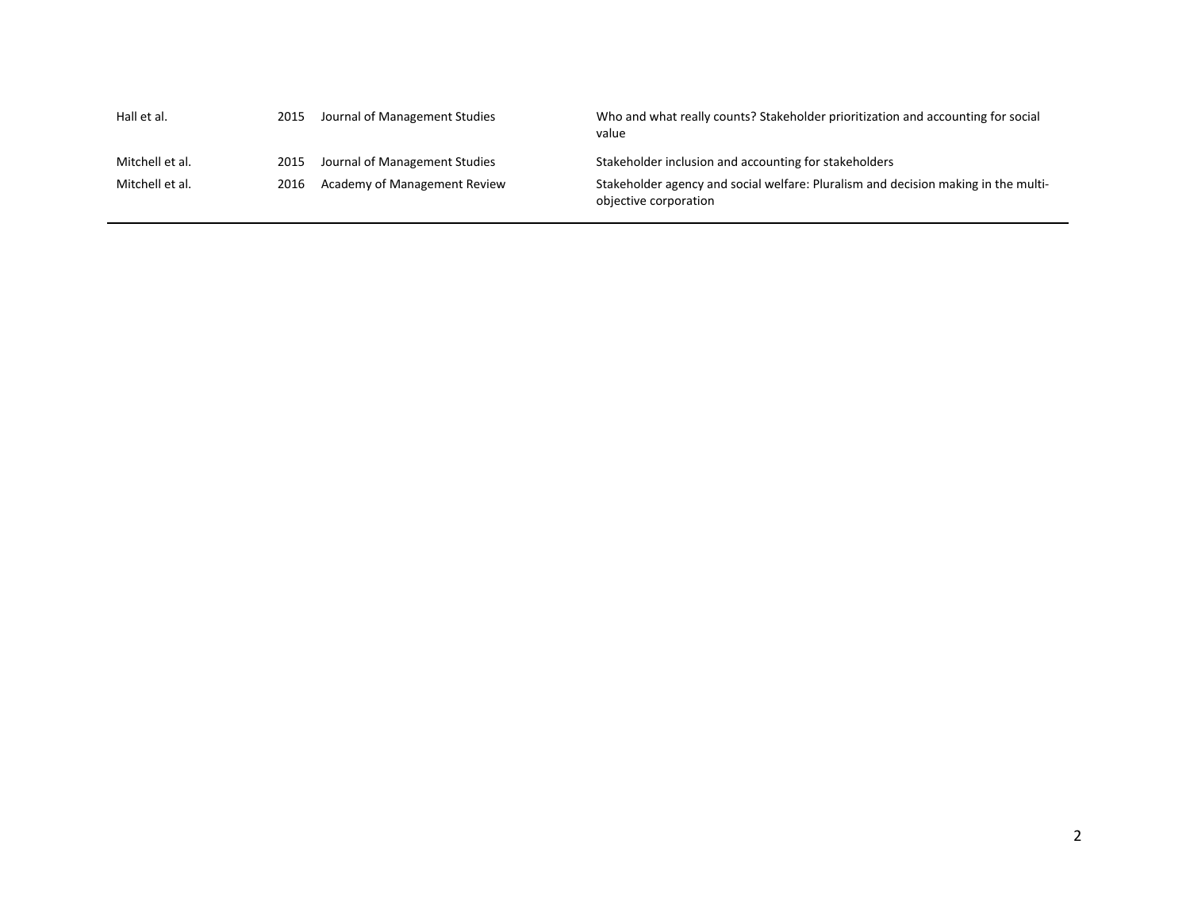| | | | |
|---|---|---|---|
| Hall et al. | 2015 | Journal of Management Studies | Who and what really counts? Stakeholder prioritization and accounting for social value |
| Mitchell et al. | 2015 | Journal of Management Studies | Stakeholder inclusion and accounting for stakeholders |
| Mitchell et al. | 2016 | Academy of Management Review | Stakeholder agency and social welfare: Pluralism and decision making in the multi-objective corporation |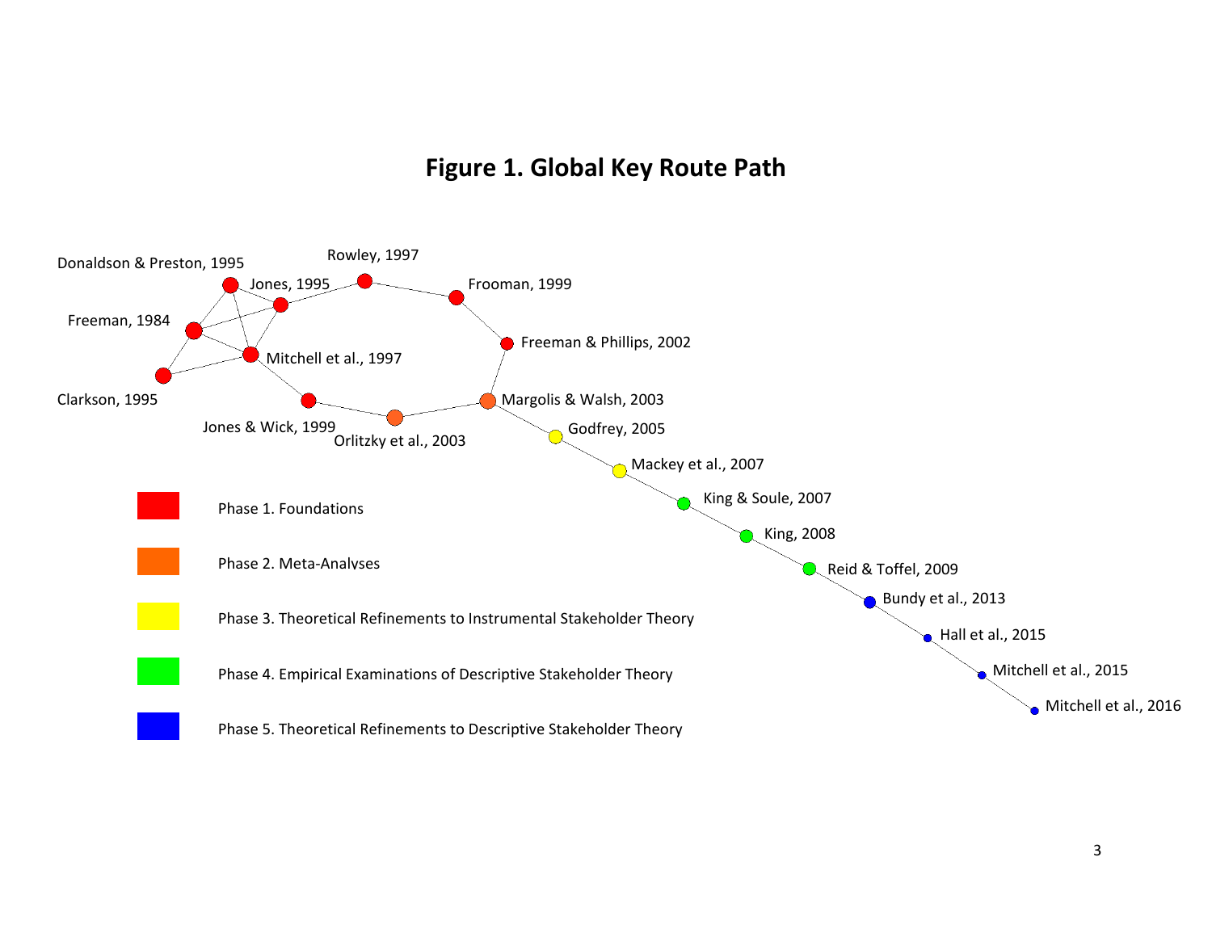# Figure 1. Global Key Route Path

Donaldson & Preston, 1995

Rowley, 1997

Jones, 1995

Frooman, 1999

Freeman, 1984

Freeman & Phillips, 2002

Mitchell et al., 1997

Clarkson, 1995

Margolis & Walsh, 2003

Jones & Wick, 1999

Orlitzky et al., 2003

Godfrey, 2005

Mackey et al., 2007

King & Soule, 2007

King, 2008

Reid & Toffel, 2009

Bundy et al., 2013

Hall et al., 2015

Mitchell et al., 2015

Mitchell et al., 2016

- Phase 1. Foundations
- Phase 2. Meta-Analyses
- Phase 3. Theoretical Refinements to Instrumental Stakeholder Theory
- Phase 4. Empirical Examinations of Descriptive Stakeholder Theory
- Phase 5. Theoretical Refinements to Descriptive Stakeholder Theory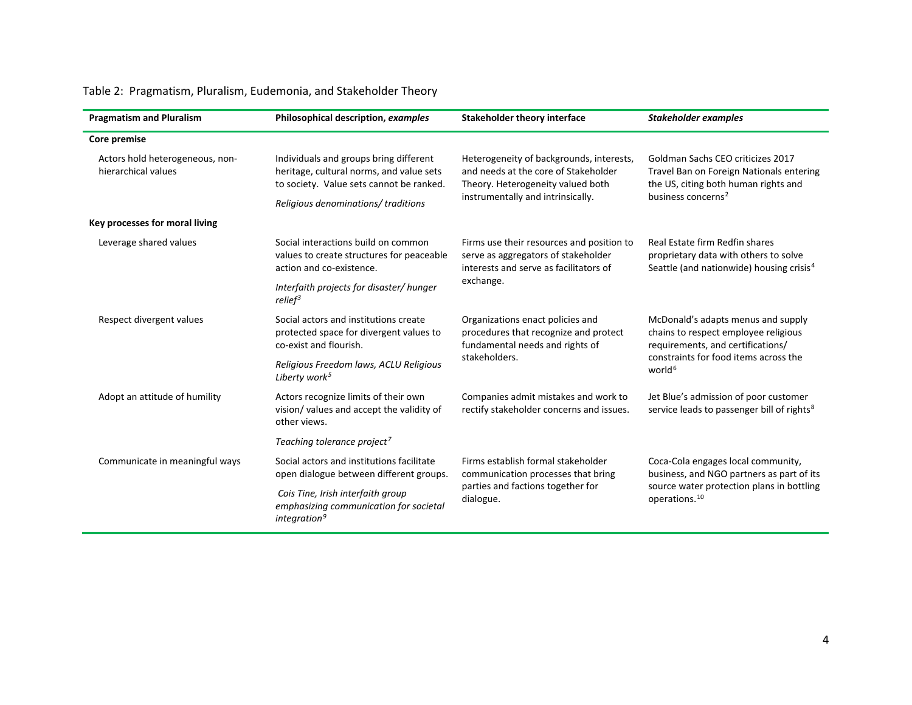Table 2: Pragmatism, Pluralism, Eudemonia, and Stakeholder Theory

| **Pragmatism and Pluralism** | **Philosophical description, *examples*** | **Stakeholder theory interface** | ***Stakeholder examples*** |
|---|---|---|---|
| **Core premise** | | | |
| Actors hold heterogeneous, non-hierarchical values | Individuals and groups bring different heritage, cultural norms, and value sets to society. Value sets cannot be ranked. *Religious denominations/ traditions* | Heterogeneity of backgrounds, interests, and needs at the core of Stakeholder Theory. Heterogeneity valued both instrumentally and intrinsically. | Goldman Sachs CEO criticizes 2017 Travel Ban on Foreign Nationals entering the US, citing both human rights and business concerns[2] |
| **Key processes for moral living** | | | |
| Leverage shared values | Social interactions build on common values to create structures for peaceable action and co-existence. *Interfaith projects for disaster/ hunger relief*[3] | Firms use their resources and position to serve as aggregators of stakeholder interests and serve as facilitators of exchange. | Real Estate firm Redfin shares proprietary data with others to solve Seattle (and nationwide) housing crisis[4] |
| Respect divergent values | Social actors and institutions create protected space for divergent values to co-exist and flourish. *Religious Freedom laws, ACLU Religious Liberty work*[5] | Organizations enact policies and procedures that recognize and protect fundamental needs and rights of stakeholders. | McDonald's adapts menus and supply chains to respect employee religious requirements, and certifications/ constraints for food items across the world[6] |
| Adopt an attitude of humility | Actors recognize limits of their own vision/ values and accept the validity of other views. *Teaching tolerance project*[7] | Companies admit mistakes and work to rectify stakeholder concerns and issues. | Jet Blue's admission of poor customer service leads to passenger bill of rights[8] |
| Communicate in meaningful ways | Social actors and institutions facilitate open dialogue between different groups. *Cois Tine, Irish interfaith group emphasizing communication for societal integration*[9] | Firms establish formal stakeholder communication processes that bring parties and factions together for dialogue. | Coca-Cola engages local community, business, and NGO partners as part of its source water protection plans in bottling operations.[10] |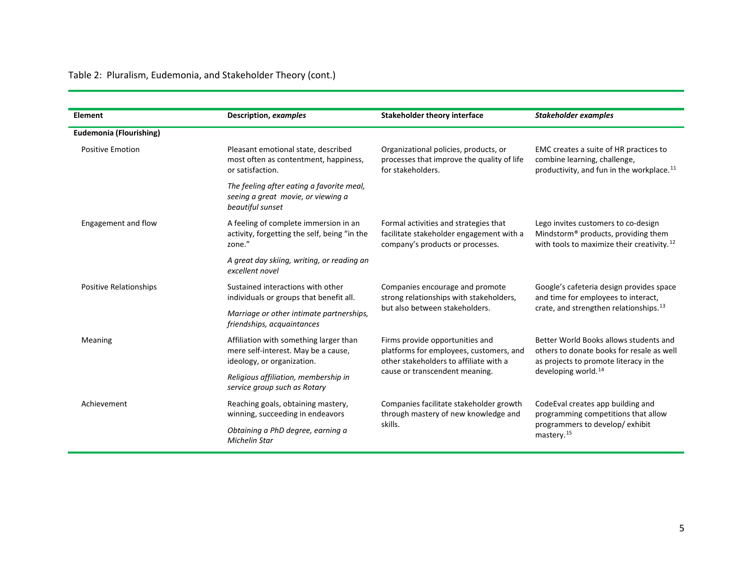Table 2: Pluralism, Eudemonia, and Stakeholder Theory (cont.)

| **Element** | **Description, *examples*** | **Stakeholder theory interface** | ***Stakeholder examples*** |
|---|---|---|---|
| **Eudemonia (Flourishing)** | | | |
| Positive Emotion | Pleasant emotional state, described most often as contentment, happiness, or satisfaction. *The feeling after eating a favorite meal, seeing a great movie, or viewing a beautiful sunset* | Organizational policies, products, or processes that improve the quality of life for stakeholders. | EMC creates a suite of HR practices to combine learning, challenge, productivity, and fun in the workplace.[11] |
| Engagement and flow | A feeling of complete immersion in an activity, forgetting the self, being "in the zone." *A great day skiing, writing, or reading an excellent novel* | Formal activities and strategies that facilitate stakeholder engagement with a company's products or processes. | Lego invites customers to co-design Mindstorm® products, providing them with tools to maximize their creativity.[12] |
| Positive Relationships | Sustained interactions with other individuals or groups that benefit all. *Marriage or other intimate partnerships, friendships, acquaintances* | Companies encourage and promote strong relationships with stakeholders, but also between stakeholders. | Google's cafeteria design provides space and time for employees to interact, crate, and strengthen relationships.[13] |
| Meaning | Affiliation with something larger than mere self-interest. May be a cause, ideology, or organization. *Religious affiliation, membership in service group such as Rotary* | Firms provide opportunities and platforms for employees, customers, and other stakeholders to affiliate with a cause or transcendent meaning. | Better World Books allows students and others to donate books for resale as well as projects to promote literacy in the developing world.[14] |
| Achievement | Reaching goals, obtaining mastery, winning, succeeding in endeavors *Obtaining a PhD degree, earning a Michelin Star* | Companies facilitate stakeholder growth through mastery of new knowledge and skills. | CodeEval creates app building and programming competitions that allow programmers to develop/ exhibit mastery.[15] |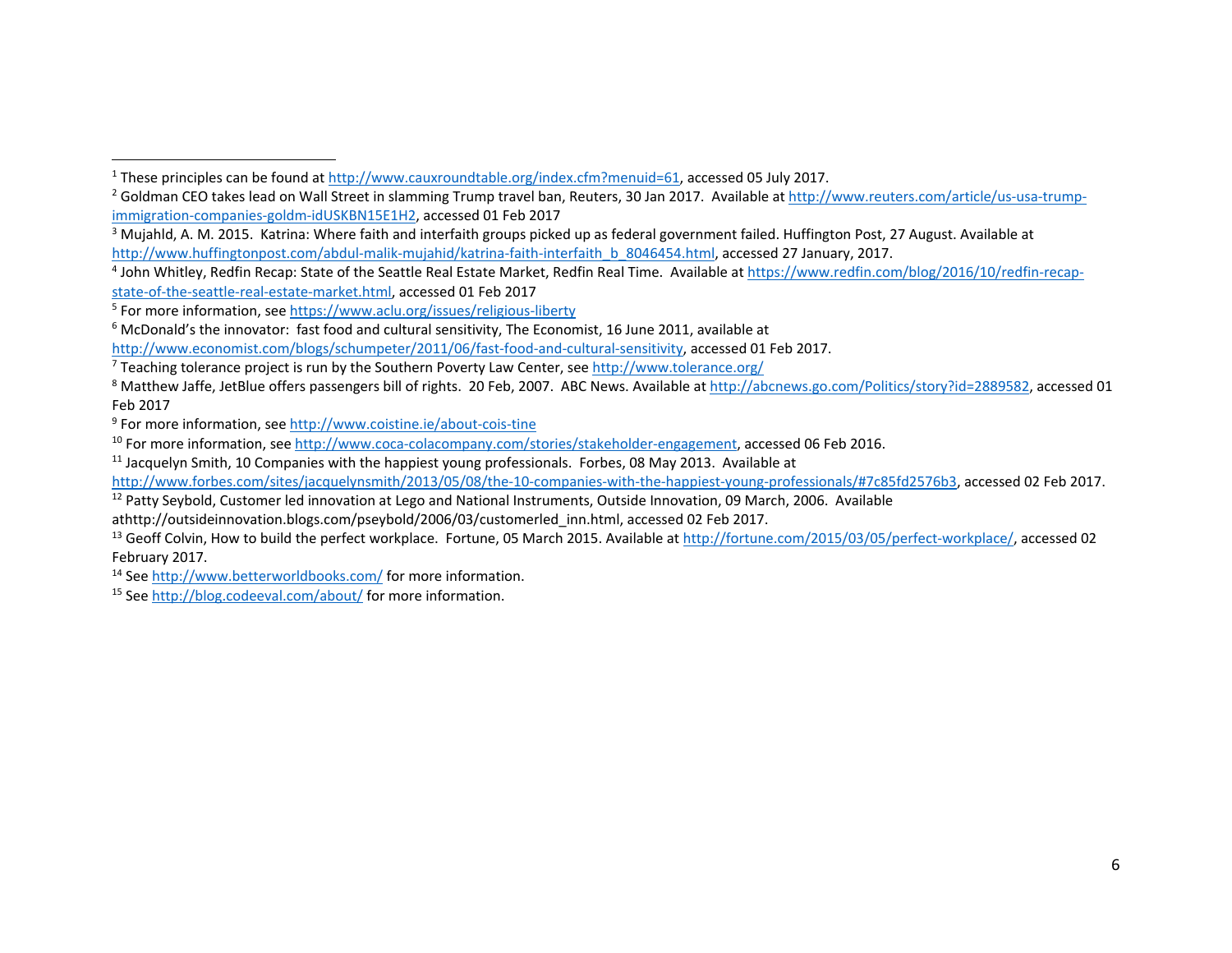[1] These principles can be found at http://www.cauxroundtable.org/index.cfm?menuid=61, accessed 05 July 2017.

[2] Goldman CEO takes lead on Wall Street in slamming Trump travel ban, Reuters, 30 Jan 2017. Available at http://www.reuters.com/article/us-usa-trump-immigration-companies-goldm-idUSKBN15E1H2, accessed 01 Feb 2017

[3] Mujahld, A. M. 2015. Katrina: Where faith and interfaith groups picked up as federal government failed. Huffington Post, 27 August. Available at http://www.huffingtonpost.com/abdul-malik-mujahid/katrina-faith-interfaith_b_8046454.html, accessed 27 January, 2017.

[4] John Whitley, Redfin Recap: State of the Seattle Real Estate Market, Redfin Real Time. Available at https://www.redfin.com/blog/2016/10/redfin-recap-state-of-the-seattle-real-estate-market.html, accessed 01 Feb 2017

[5] For more information, see https://www.aclu.org/issues/religious-liberty

[6] McDonald's the innovator: fast food and cultural sensitivity, The Economist, 16 June 2011, available at http://www.economist.com/blogs/schumpeter/2011/06/fast-food-and-cultural-sensitivity, accessed 01 Feb 2017.

[7] Teaching tolerance project is run by the Southern Poverty Law Center, see http://www.tolerance.org/

[8] Matthew Jaffe, JetBlue offers passengers bill of rights. 20 Feb, 2007. ABC News. Available at http://abcnews.go.com/Politics/story?id=2889582, accessed 01 Feb 2017

[9] For more information, see http://www.coistine.ie/about-cois-tine

[10] For more information, see http://www.coca-colacompany.com/stories/stakeholder-engagement, accessed 06 Feb 2016.

[11] Jacquelyn Smith, 10 Companies with the happiest young professionals. Forbes, 08 May 2013. Available at http://www.forbes.com/sites/jacquelynsmith/2013/05/08/the-10-companies-with-the-happiest-young-professionals/#7c85fd2576b3, accessed 02 Feb 2017.

[12] Patty Seybold, Customer led innovation at Lego and National Instruments, Outside Innovation, 09 March, 2006. Available athttp://outsideinnovation.blogs.com/pseybold/2006/03/customerled_inn.html, accessed 02 Feb 2017.

[13] Geoff Colvin, How to build the perfect workplace. Fortune, 05 March 2015. Available at http://fortune.com/2015/03/05/perfect-workplace/, accessed 02 February 2017.

[14] See http://www.betterworldbooks.com/ for more information.

[15] See http://blog.codeeval.com/about/ for more information.